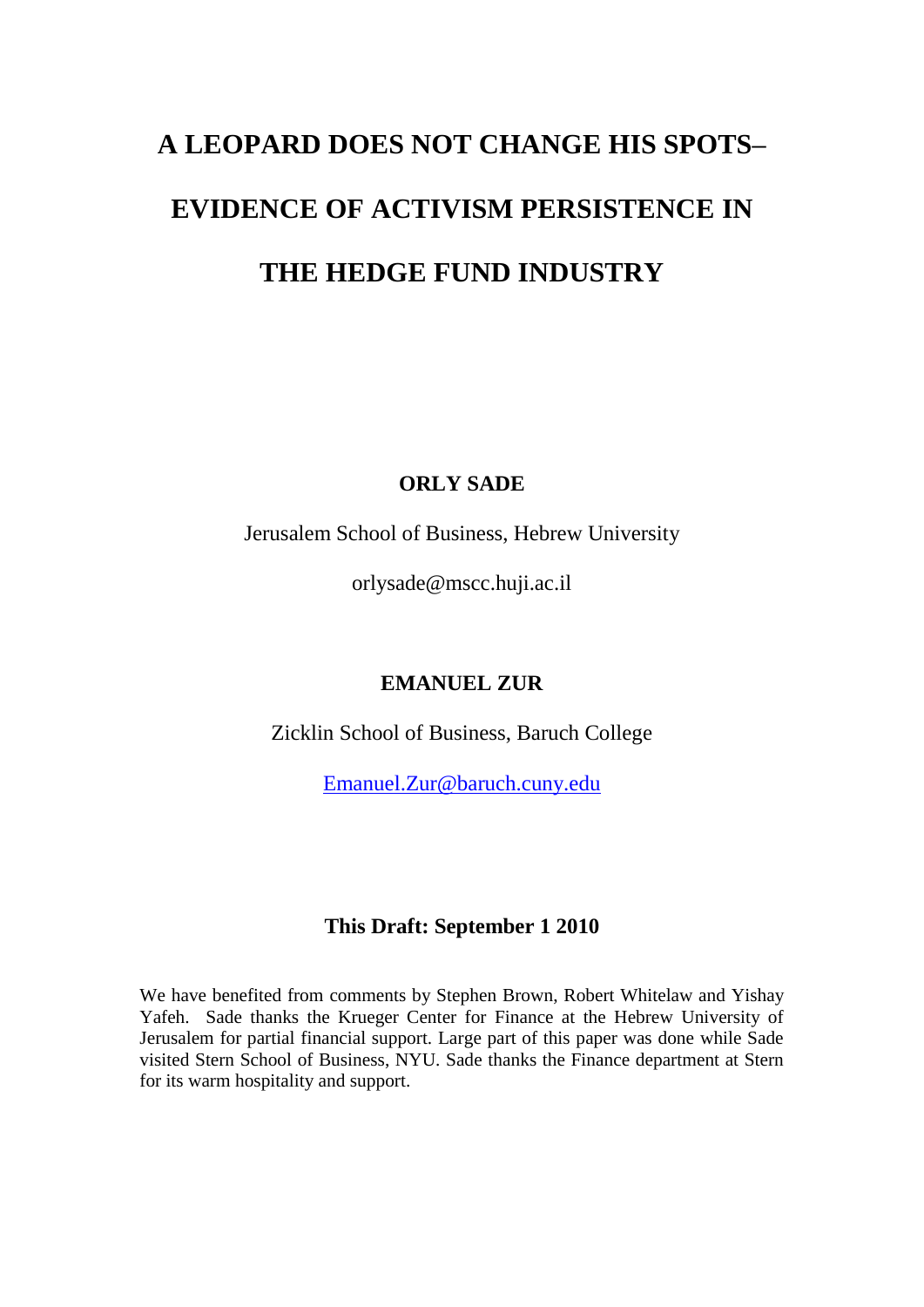# A LEOPARD DOES NOT CHANGE HIS SPOTS– EVIDENCE OF ACTIVISM PERSISTENCE IN THE HEDGE FUND INDUSTRY

**ORLY SADE**

Jerusalem School of Business, Hebrew University

orlysade@mscc.huji.ac.il

**EMANUEL ZUR**

Zicklin School of Business, Baruch College

Emanuel.Zur@baruch.cuny.edu

**This Draft: September 1 2010**

We have benefited from comments by Stephen Brown, Robert Whitelaw and Yishay Yafeh. Sade thanks the Krueger Center for Finance at the Hebrew University of Jerusalem for partial financial support. Large part of this paper was done while Sade visited Stern School of Business, NYU. Sade thanks the Finance department at Stern for its warm hospitality and support.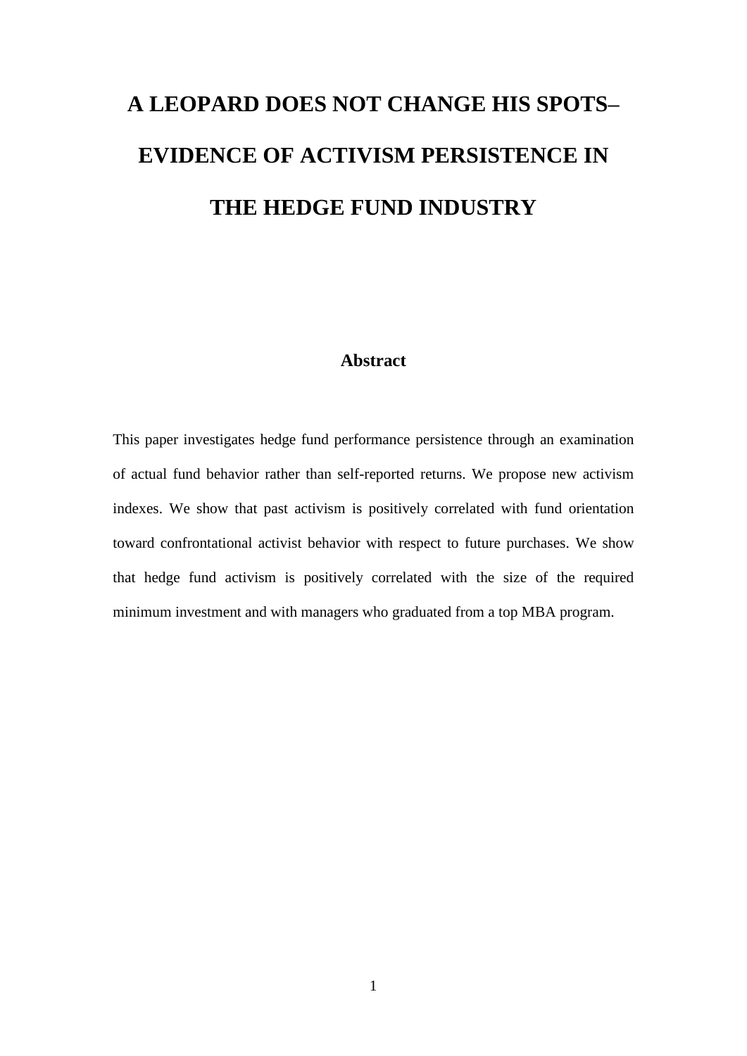# A LEOPARD DOES NOT CHANGE HIS SPOTS– EVIDENCE OF ACTIVISM PERSISTENCE IN THE HEDGE FUND INDUSTRY

## Abstract

This paper investigates hedge fund performance persistence through an examination of actual fund behavior rather than self-reported returns. We propose new activism indexes. We show that past activism is positively correlated with fund orientation toward confrontational activist behavior with respect to future purchases. We show that hedge fund activism is positively correlated with the size of the required minimum investment and with managers who graduated from a top MBA program.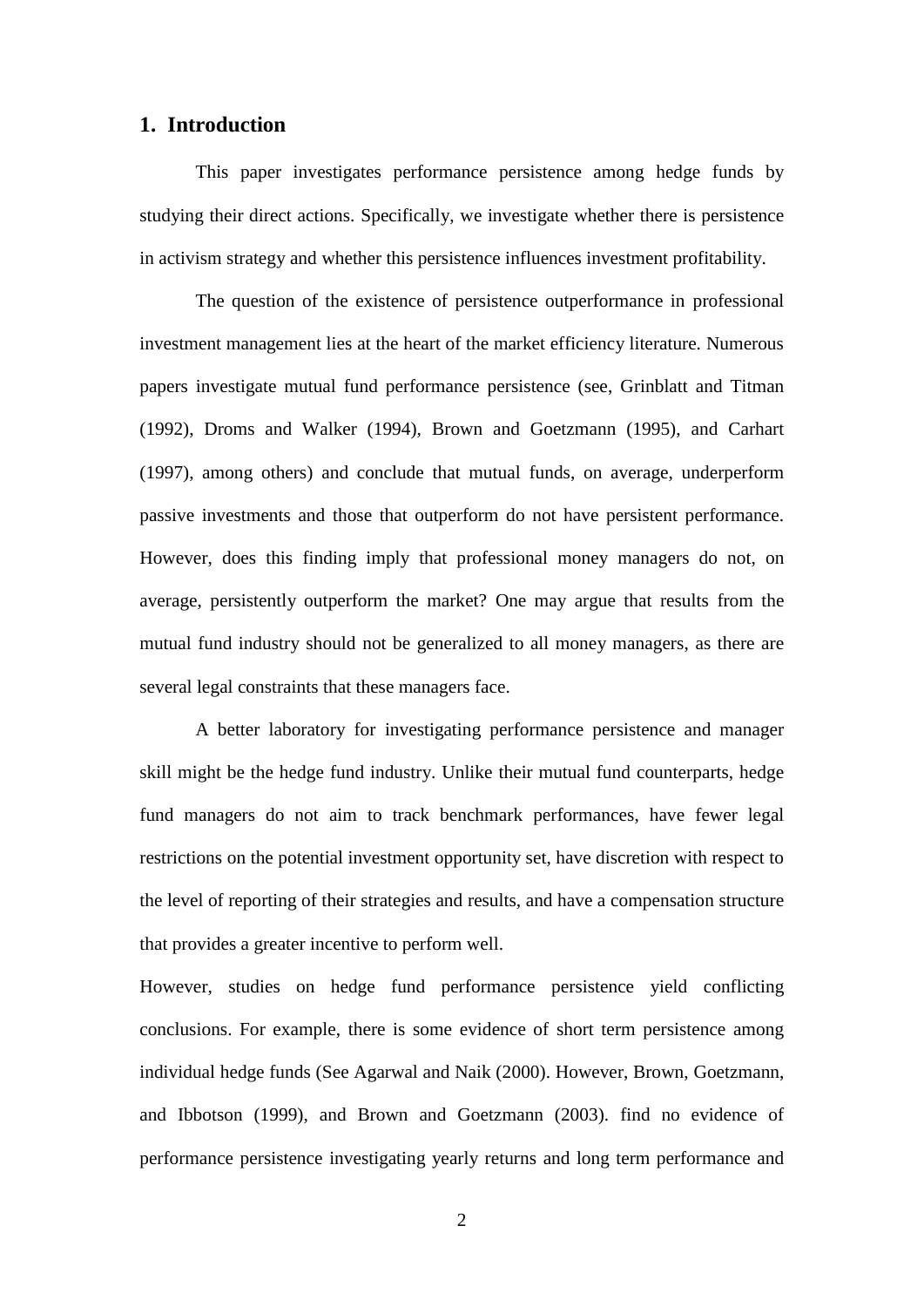## 1. Introduction

This paper investigates performance persistence among hedge funds by studying their direct actions. Specifically, we investigate whether there is persistence in activism strategy and whether this persistence influences investment profitability.

The question of the existence of persistence outperformance in professional investment management lies at the heart of the market efficiency literature. Numerous papers investigate mutual fund performance persistence (see, Grinblatt and Titman (1992), Droms and Walker (1994), Brown and Goetzmann (1995), and Carhart (1997), among others) and conclude that mutual funds, on average, underperform passive investments and those that outperform do not have persistent performance. However, does this finding imply that professional money managers do not, on average, persistently outperform the market? One may argue that results from the mutual fund industry should not be generalized to all money managers, as there are several legal constraints that these managers face.

A better laboratory for investigating performance persistence and manager skill might be the hedge fund industry. Unlike their mutual fund counterparts, hedge fund managers do not aim to track benchmark performances, have fewer legal restrictions on the potential investment opportunity set, have discretion with respect to the level of reporting of their strategies and results, and have a compensation structure that provides a greater incentive to perform well.

However, studies on hedge fund performance persistence yield conflicting conclusions. For example, there is some evidence of short term persistence among individual hedge funds (See Agarwal and Naik (2000). However, Brown, Goetzmann, and Ibbotson (1999), and Brown and Goetzmann (2003). find no evidence of performance persistence investigating yearly returns and long term performance and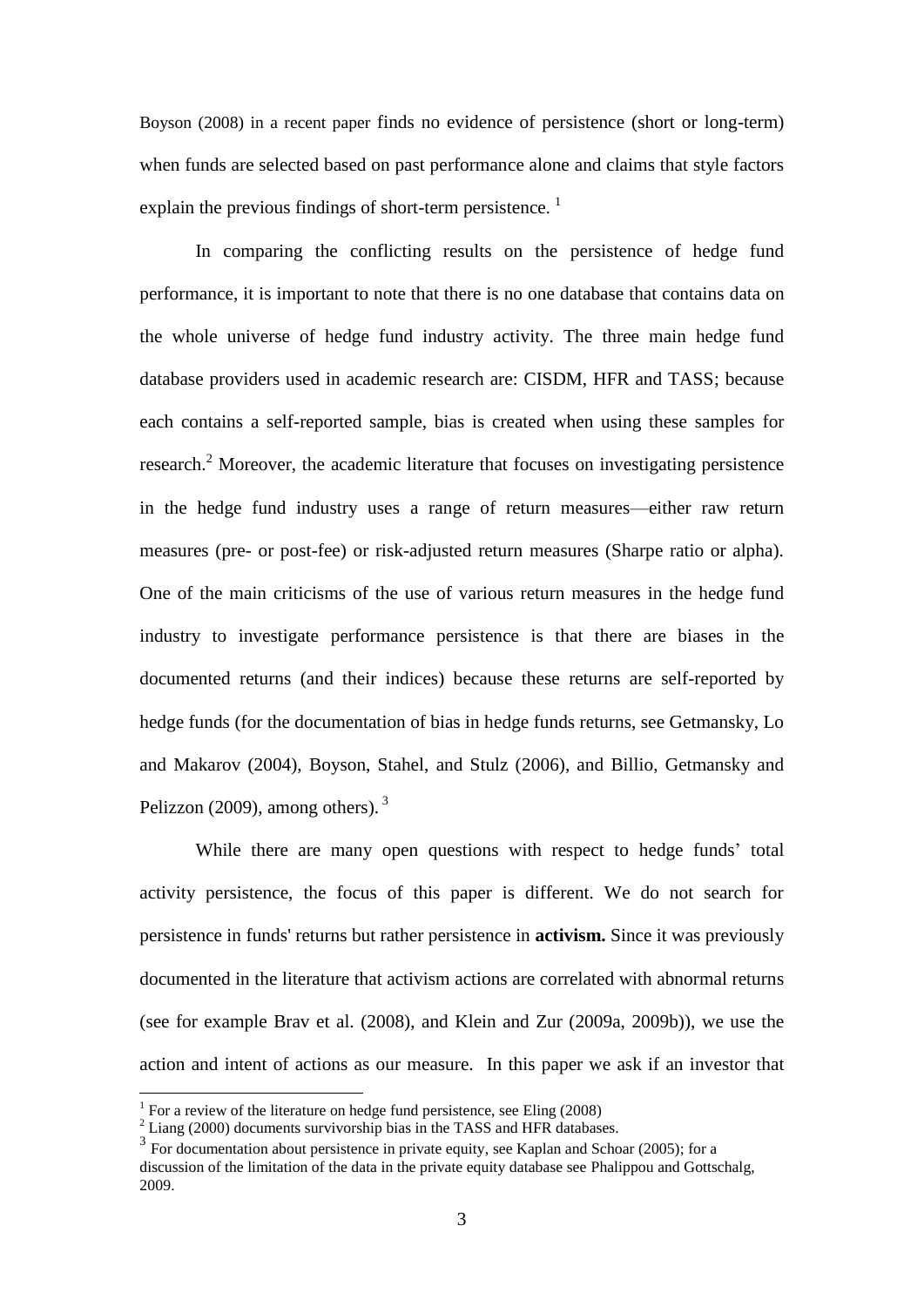Boyson (2008) in a recent paper finds no evidence of persistence (short or long-term) when funds are selected based on past performance alone and claims that style factors explain the previous findings of short-term persistence. [1]

In comparing the conflicting results on the persistence of hedge fund performance, it is important to note that there is no one database that contains data on the whole universe of hedge fund industry activity. The three main hedge fund database providers used in academic research are: CISDM, HFR and TASS; because each contains a self-reported sample, bias is created when using these samples for research.[2] Moreover, the academic literature that focuses on investigating persistence in the hedge fund industry uses a range of return measures—either raw return measures (pre- or post-fee) or risk-adjusted return measures (Sharpe ratio or alpha). One of the main criticisms of the use of various return measures in the hedge fund industry to investigate performance persistence is that there are biases in the documented returns (and their indices) because these returns are self-reported by hedge funds (for the documentation of bias in hedge funds returns, see Getmansky, Lo and Makarov (2004), Boyson, Stahel, and Stulz (2006), and Billio, Getmansky and Pelizzon (2009), among others). [3]

While there are many open questions with respect to hedge funds' total activity persistence, the focus of this paper is different. We do not search for persistence in funds' returns but rather persistence in **activism.** Since it was previously documented in the literature that activism actions are correlated with abnormal returns (see for example Brav et al. (2008), and Klein and Zur (2009a, 2009b)), we use the action and intent of actions as our measure. In this paper we ask if an investor that

[1] For a review of the literature on hedge fund persistence, see Eling (2008)

[2] Liang (2000) documents survivorship bias in the TASS and HFR databases.

[3] For documentation about persistence in private equity, see Kaplan and Schoar (2005); for a discussion of the limitation of the data in the private equity database see Phalippou and Gottschalg, 2009.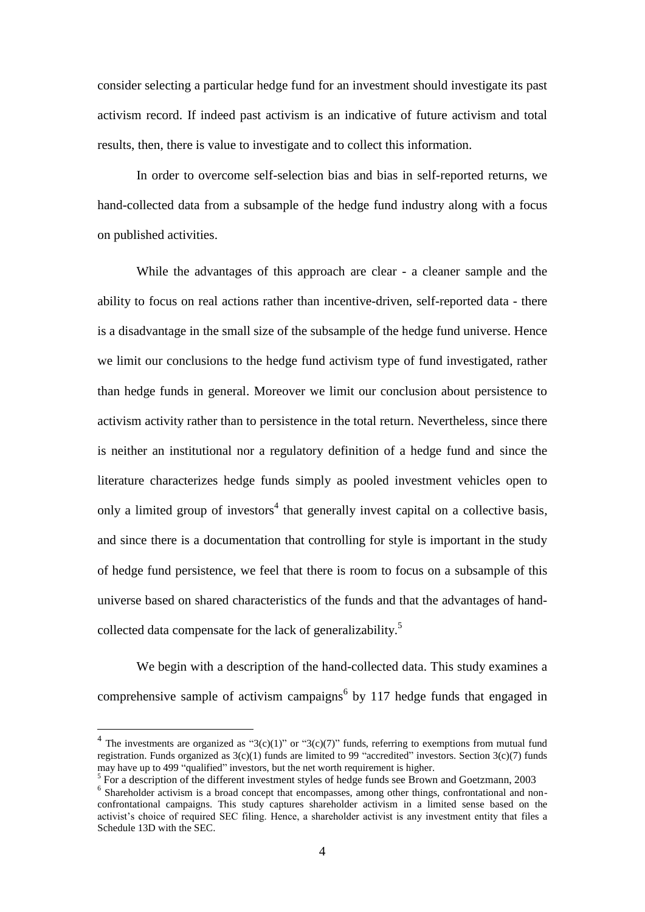consider selecting a particular hedge fund for an investment should investigate its past activism record. If indeed past activism is an indicative of future activism and total results, then, there is value to investigate and to collect this information.

In order to overcome self-selection bias and bias in self-reported returns, we hand-collected data from a subsample of the hedge fund industry along with a focus on published activities.

While the advantages of this approach are clear - a cleaner sample and the ability to focus on real actions rather than incentive-driven, self-reported data - there is a disadvantage in the small size of the subsample of the hedge fund universe. Hence we limit our conclusions to the hedge fund activism type of fund investigated, rather than hedge funds in general. Moreover we limit our conclusion about persistence to activism activity rather than to persistence in the total return. Nevertheless, since there is neither an institutional nor a regulatory definition of a hedge fund and since the literature characterizes hedge funds simply as pooled investment vehicles open to only a limited group of investors[4] that generally invest capital on a collective basis, and since there is a documentation that controlling for style is important in the study of hedge fund persistence, we feel that there is room to focus on a subsample of this universe based on shared characteristics of the funds and that the advantages of hand-collected data compensate for the lack of generalizability.[5]

We begin with a description of the hand-collected data. This study examines a comprehensive sample of activism campaigns[6] by 117 hedge funds that engaged in

---

[4] The investments are organized as "3(c)(1)" or "3(c)(7)" funds, referring to exemptions from mutual fund registration. Funds organized as 3(c)(1) funds are limited to 99 "accredited" investors. Section 3(c)(7) funds may have up to 499 "qualified" investors, but the net worth requirement is higher.

[5] For a description of the different investment styles of hedge funds see Brown and Goetzmann, 2003

[6] Shareholder activism is a broad concept that encompasses, among other things, confrontational and non-confrontational campaigns. This study captures shareholder activism in a limited sense based on the activist's choice of required SEC filing. Hence, a shareholder activist is any investment entity that files a Schedule 13D with the SEC.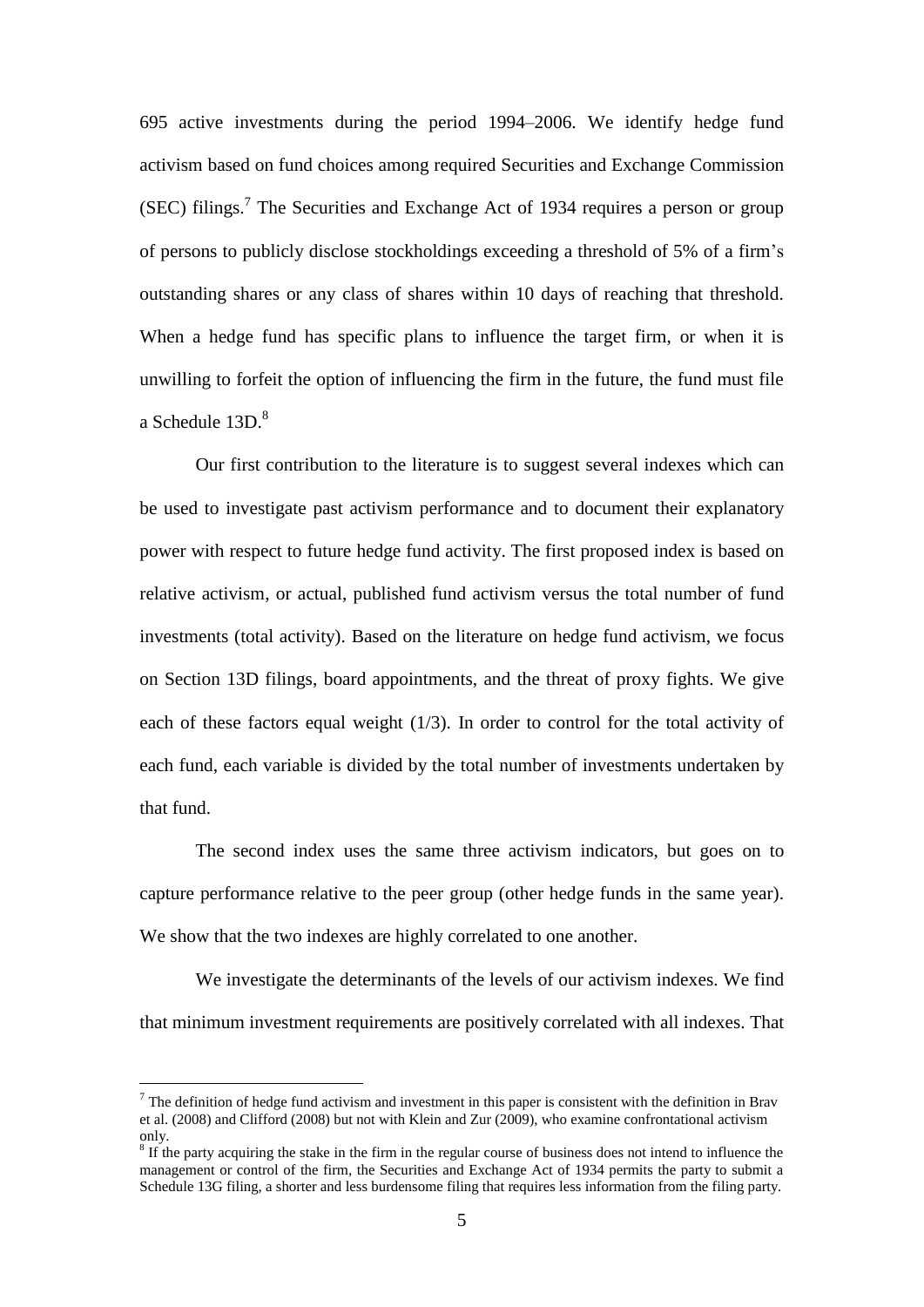695 active investments during the period 1994–2006. We identify hedge fund activism based on fund choices among required Securities and Exchange Commission (SEC) filings.[7] The Securities and Exchange Act of 1934 requires a person or group of persons to publicly disclose stockholdings exceeding a threshold of 5% of a firm's outstanding shares or any class of shares within 10 days of reaching that threshold. When a hedge fund has specific plans to influence the target firm, or when it is unwilling to forfeit the option of influencing the firm in the future, the fund must file a Schedule 13D.[8]

Our first contribution to the literature is to suggest several indexes which can be used to investigate past activism performance and to document their explanatory power with respect to future hedge fund activity. The first proposed index is based on relative activism, or actual, published fund activism versus the total number of fund investments (total activity). Based on the literature on hedge fund activism, we focus on Section 13D filings, board appointments, and the threat of proxy fights. We give each of these factors equal weight (1/3). In order to control for the total activity of each fund, each variable is divided by the total number of investments undertaken by that fund.

The second index uses the same three activism indicators, but goes on to capture performance relative to the peer group (other hedge funds in the same year). We show that the two indexes are highly correlated to one another.

We investigate the determinants of the levels of our activism indexes. We find that minimum investment requirements are positively correlated with all indexes. That

[7] The definition of hedge fund activism and investment in this paper is consistent with the definition in Brav et al. (2008) and Clifford (2008) but not with Klein and Zur (2009), who examine confrontational activism only.

[8] If the party acquiring the stake in the firm in the regular course of business does not intend to influence the management or control of the firm, the Securities and Exchange Act of 1934 permits the party to submit a Schedule 13G filing, a shorter and less burdensome filing that requires less information from the filing party.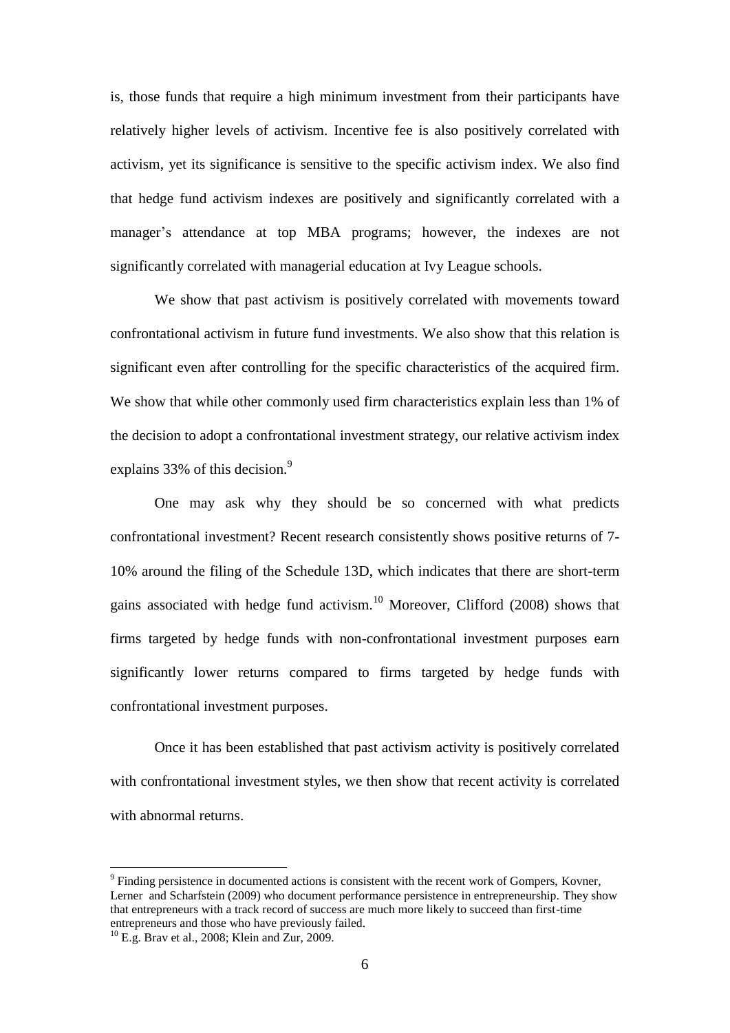is, those funds that require a high minimum investment from their participants have relatively higher levels of activism. Incentive fee is also positively correlated with activism, yet its significance is sensitive to the specific activism index. We also find that hedge fund activism indexes are positively and significantly correlated with a manager's attendance at top MBA programs; however, the indexes are not significantly correlated with managerial education at Ivy League schools.

We show that past activism is positively correlated with movements toward confrontational activism in future fund investments. We also show that this relation is significant even after controlling for the specific characteristics of the acquired firm. We show that while other commonly used firm characteristics explain less than 1% of the decision to adopt a confrontational investment strategy, our relative activism index explains 33% of this decision.[9]

One may ask why they should be so concerned with what predicts confrontational investment? Recent research consistently shows positive returns of 7-10% around the filing of the Schedule 13D, which indicates that there are short-term gains associated with hedge fund activism.[10] Moreover, Clifford (2008) shows that firms targeted by hedge funds with non-confrontational investment purposes earn significantly lower returns compared to firms targeted by hedge funds with confrontational investment purposes.

Once it has been established that past activism activity is positively correlated with confrontational investment styles, we then show that recent activity is correlated with abnormal returns.

---

[9] Finding persistence in documented actions is consistent with the recent work of Gompers, Kovner, Lerner and Scharfstein (2009) who document performance persistence in entrepreneurship. They show that entrepreneurs with a track record of success are much more likely to succeed than first-time entrepreneurs and those who have previously failed.

[10] E.g. Brav et al., 2008; Klein and Zur, 2009.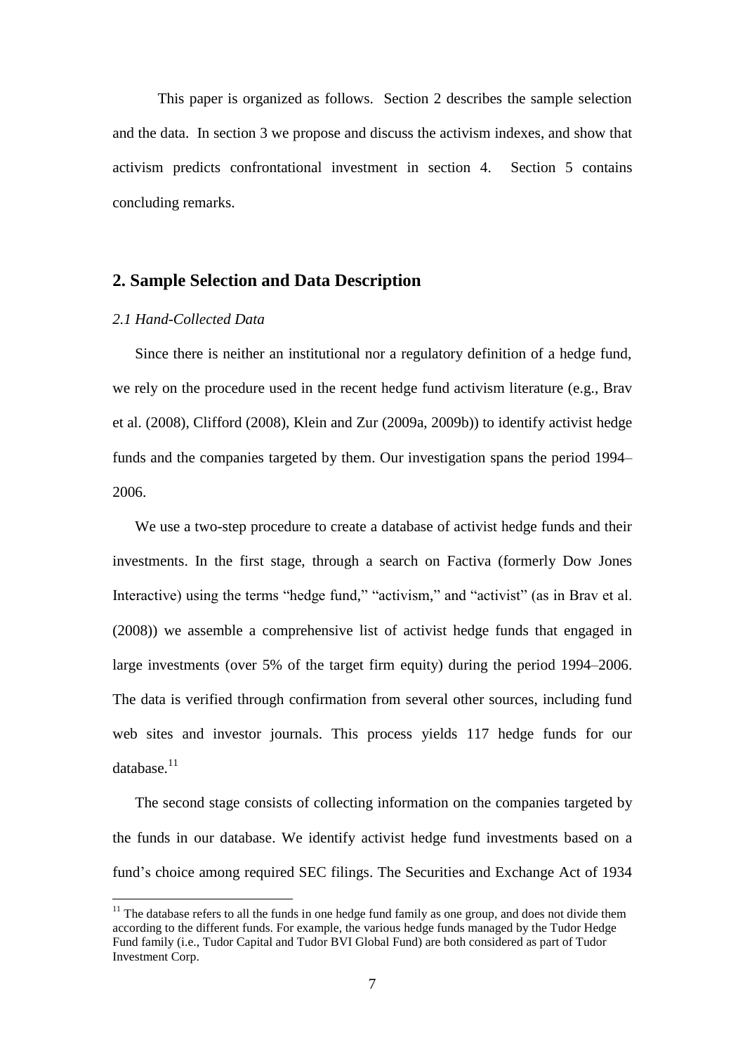This paper is organized as follows. Section 2 describes the sample selection and the data. In section 3 we propose and discuss the activism indexes, and show that activism predicts confrontational investment in section 4. Section 5 contains concluding remarks.

## 2. Sample Selection and Data Description

### *2.1 Hand-Collected Data*

Since there is neither an institutional nor a regulatory definition of a hedge fund, we rely on the procedure used in the recent hedge fund activism literature (e.g., Brav et al. (2008), Clifford (2008), Klein and Zur (2009a, 2009b)) to identify activist hedge funds and the companies targeted by them. Our investigation spans the period 1994–2006.

We use a two-step procedure to create a database of activist hedge funds and their investments. In the first stage, through a search on Factiva (formerly Dow Jones Interactive) using the terms "hedge fund," "activism," and "activist" (as in Brav et al. (2008)) we assemble a comprehensive list of activist hedge funds that engaged in large investments (over 5% of the target firm equity) during the period 1994–2006. The data is verified through confirmation from several other sources, including fund web sites and investor journals. This process yields 117 hedge funds for our database.[11]

The second stage consists of collecting information on the companies targeted by the funds in our database. We identify activist hedge fund investments based on a fund's choice among required SEC filings. The Securities and Exchange Act of 1934

[11] The database refers to all the funds in one hedge fund family as one group, and does not divide them according to the different funds. For example, the various hedge funds managed by the Tudor Hedge Fund family (i.e., Tudor Capital and Tudor BVI Global Fund) are both considered as part of Tudor Investment Corp.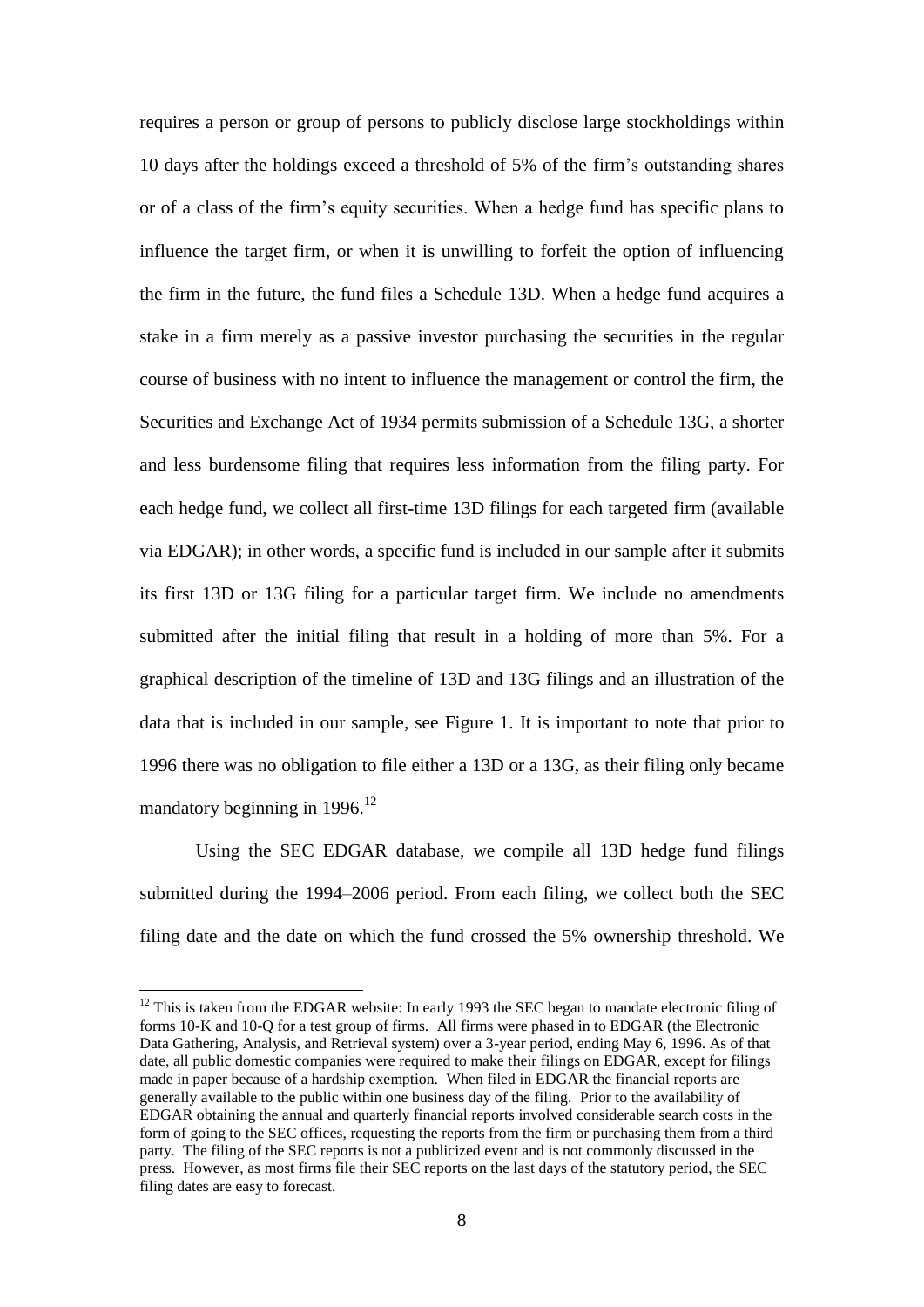requires a person or group of persons to publicly disclose large stockholdings within 10 days after the holdings exceed a threshold of 5% of the firm's outstanding shares or of a class of the firm's equity securities. When a hedge fund has specific plans to influence the target firm, or when it is unwilling to forfeit the option of influencing the firm in the future, the fund files a Schedule 13D. When a hedge fund acquires a stake in a firm merely as a passive investor purchasing the securities in the regular course of business with no intent to influence the management or control the firm, the Securities and Exchange Act of 1934 permits submission of a Schedule 13G, a shorter and less burdensome filing that requires less information from the filing party. For each hedge fund, we collect all first-time 13D filings for each targeted firm (available via EDGAR); in other words, a specific fund is included in our sample after it submits its first 13D or 13G filing for a particular target firm. We include no amendments submitted after the initial filing that result in a holding of more than 5%. For a graphical description of the timeline of 13D and 13G filings and an illustration of the data that is included in our sample, see Figure 1. It is important to note that prior to 1996 there was no obligation to file either a 13D or a 13G, as their filing only became mandatory beginning in 1996.[12]

Using the SEC EDGAR database, we compile all 13D hedge fund filings submitted during the 1994–2006 period. From each filing, we collect both the SEC filing date and the date on which the fund crossed the 5% ownership threshold. We

[12] This is taken from the EDGAR website: In early 1993 the SEC began to mandate electronic filing of forms 10-K and 10-Q for a test group of firms. All firms were phased in to EDGAR (the Electronic Data Gathering, Analysis, and Retrieval system) over a 3-year period, ending May 6, 1996. As of that date, all public domestic companies were required to make their filings on EDGAR, except for filings made in paper because of a hardship exemption. When filed in EDGAR the financial reports are generally available to the public within one business day of the filing. Prior to the availability of EDGAR obtaining the annual and quarterly financial reports involved considerable search costs in the form of going to the SEC offices, requesting the reports from the firm or purchasing them from a third party. The filing of the SEC reports is not a publicized event and is not commonly discussed in the press. However, as most firms file their SEC reports on the last days of the statutory period, the SEC filing dates are easy to forecast.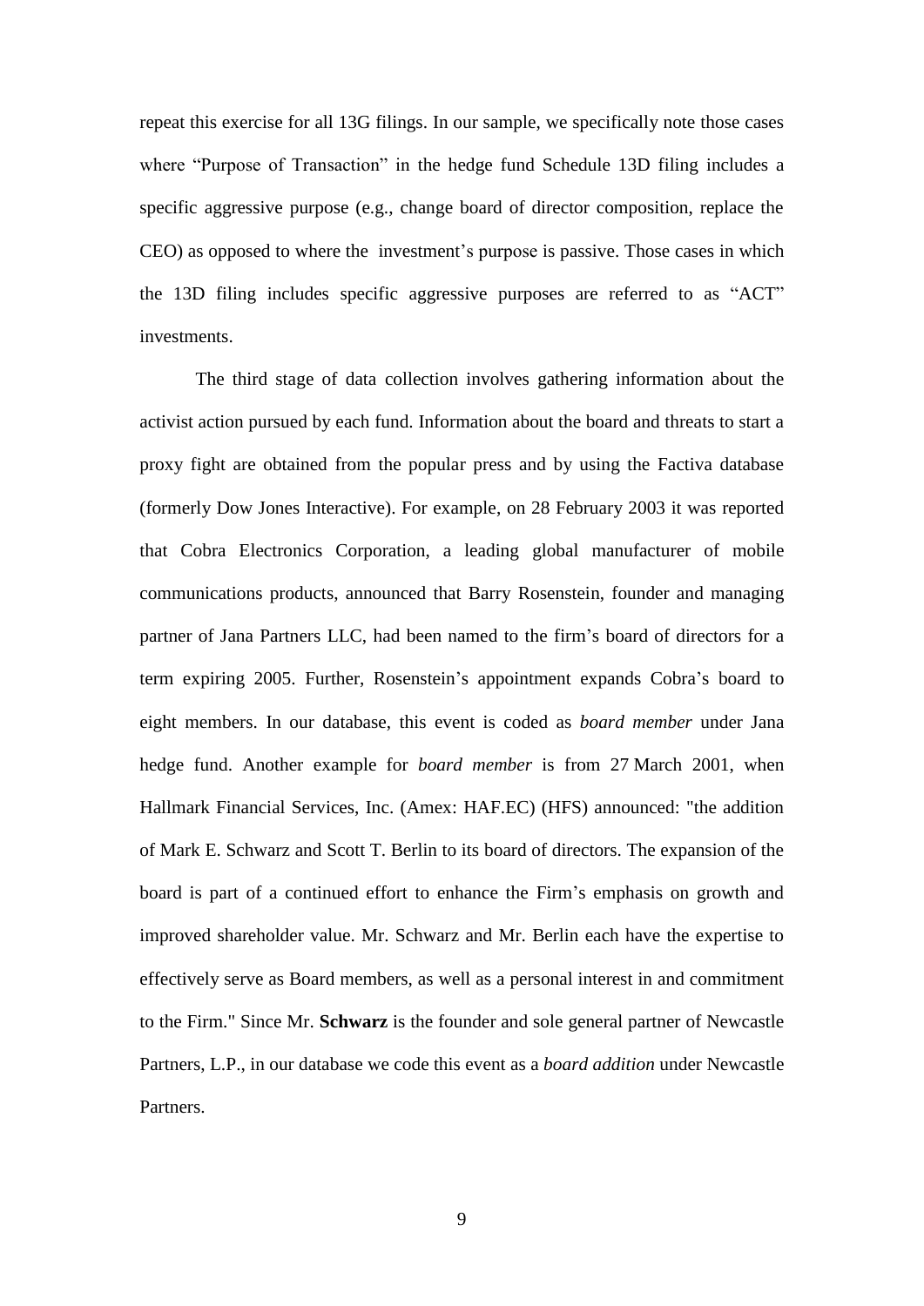repeat this exercise for all 13G filings. In our sample, we specifically note those cases where "Purpose of Transaction" in the hedge fund Schedule 13D filing includes a specific aggressive purpose (e.g., change board of director composition, replace the CEO) as opposed to where the investment's purpose is passive. Those cases in which the 13D filing includes specific aggressive purposes are referred to as "ACT" investments.

The third stage of data collection involves gathering information about the activist action pursued by each fund. Information about the board and threats to start a proxy fight are obtained from the popular press and by using the Factiva database (formerly Dow Jones Interactive). For example, on 28 February 2003 it was reported that Cobra Electronics Corporation, a leading global manufacturer of mobile communications products, announced that Barry Rosenstein, founder and managing partner of Jana Partners LLC, had been named to the firm's board of directors for a term expiring 2005. Further, Rosenstein's appointment expands Cobra's board to eight members. In our database, this event is coded as *board member* under Jana hedge fund. Another example for *board member* is from 27 March 2001, when Hallmark Financial Services, Inc. (Amex: HAF.EC) (HFS) announced: "the addition of Mark E. Schwarz and Scott T. Berlin to its board of directors. The expansion of the board is part of a continued effort to enhance the Firm's emphasis on growth and improved shareholder value. Mr. Schwarz and Mr. Berlin each have the expertise to effectively serve as Board members, as well as a personal interest in and commitment to the Firm." Since Mr. **Schwarz** is the founder and sole general partner of Newcastle Partners, L.P., in our database we code this event as a *board addition* under Newcastle Partners.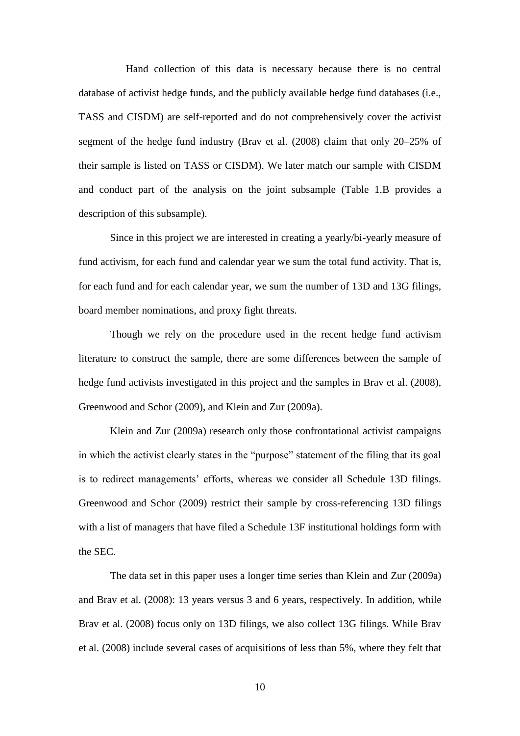Hand collection of this data is necessary because there is no central database of activist hedge funds, and the publicly available hedge fund databases (i.e., TASS and CISDM) are self-reported and do not comprehensively cover the activist segment of the hedge fund industry (Brav et al. (2008) claim that only 20–25% of their sample is listed on TASS or CISDM). We later match our sample with CISDM and conduct part of the analysis on the joint subsample (Table 1.B provides a description of this subsample).

Since in this project we are interested in creating a yearly/bi-yearly measure of fund activism, for each fund and calendar year we sum the total fund activity. That is, for each fund and for each calendar year, we sum the number of 13D and 13G filings, board member nominations, and proxy fight threats.

Though we rely on the procedure used in the recent hedge fund activism literature to construct the sample, there are some differences between the sample of hedge fund activists investigated in this project and the samples in Brav et al. (2008), Greenwood and Schor (2009), and Klein and Zur (2009a).

Klein and Zur (2009a) research only those confrontational activist campaigns in which the activist clearly states in the "purpose" statement of the filing that its goal is to redirect managements' efforts, whereas we consider all Schedule 13D filings. Greenwood and Schor (2009) restrict their sample by cross-referencing 13D filings with a list of managers that have filed a Schedule 13F institutional holdings form with the SEC.

The data set in this paper uses a longer time series than Klein and Zur (2009a) and Brav et al. (2008): 13 years versus 3 and 6 years, respectively. In addition, while Brav et al. (2008) focus only on 13D filings, we also collect 13G filings. While Brav et al. (2008) include several cases of acquisitions of less than 5%, where they felt that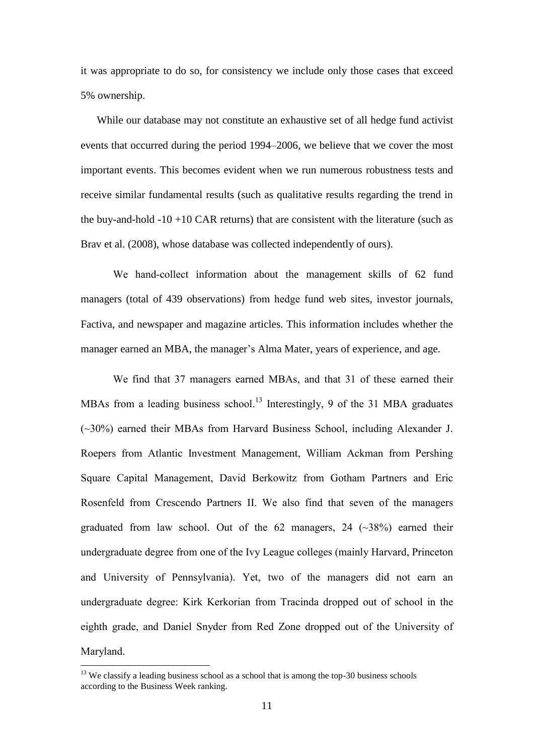it was appropriate to do so, for consistency we include only those cases that exceed 5% ownership.

While our database may not constitute an exhaustive set of all hedge fund activist events that occurred during the period 1994–2006, we believe that we cover the most important events. This becomes evident when we run numerous robustness tests and receive similar fundamental results (such as qualitative results regarding the trend in the buy-and-hold -10 +10 CAR returns) that are consistent with the literature (such as Brav et al. (2008), whose database was collected independently of ours).

We hand-collect information about the management skills of 62 fund managers (total of 439 observations) from hedge fund web sites, investor journals, Factiva, and newspaper and magazine articles. This information includes whether the manager earned an MBA, the manager's Alma Mater, years of experience, and age.

We find that 37 managers earned MBAs, and that 31 of these earned their MBAs from a leading business school.[13] Interestingly, 9 of the 31 MBA graduates (~30%) earned their MBAs from Harvard Business School, including Alexander J. Roepers from Atlantic Investment Management, William Ackman from Pershing Square Capital Management, David Berkowitz from Gotham Partners and Eric Rosenfeld from Crescendo Partners II. We also find that seven of the managers graduated from law school. Out of the 62 managers, 24 (~38%) earned their undergraduate degree from one of the Ivy League colleges (mainly Harvard, Princeton and University of Pennsylvania). Yet, two of the managers did not earn an undergraduate degree: Kirk Kerkorian from Tracinda dropped out of school in the eighth grade, and Daniel Snyder from Red Zone dropped out of the University of Maryland.

[13] We classify a leading business school as a school that is among the top-30 business schools according to the Business Week ranking.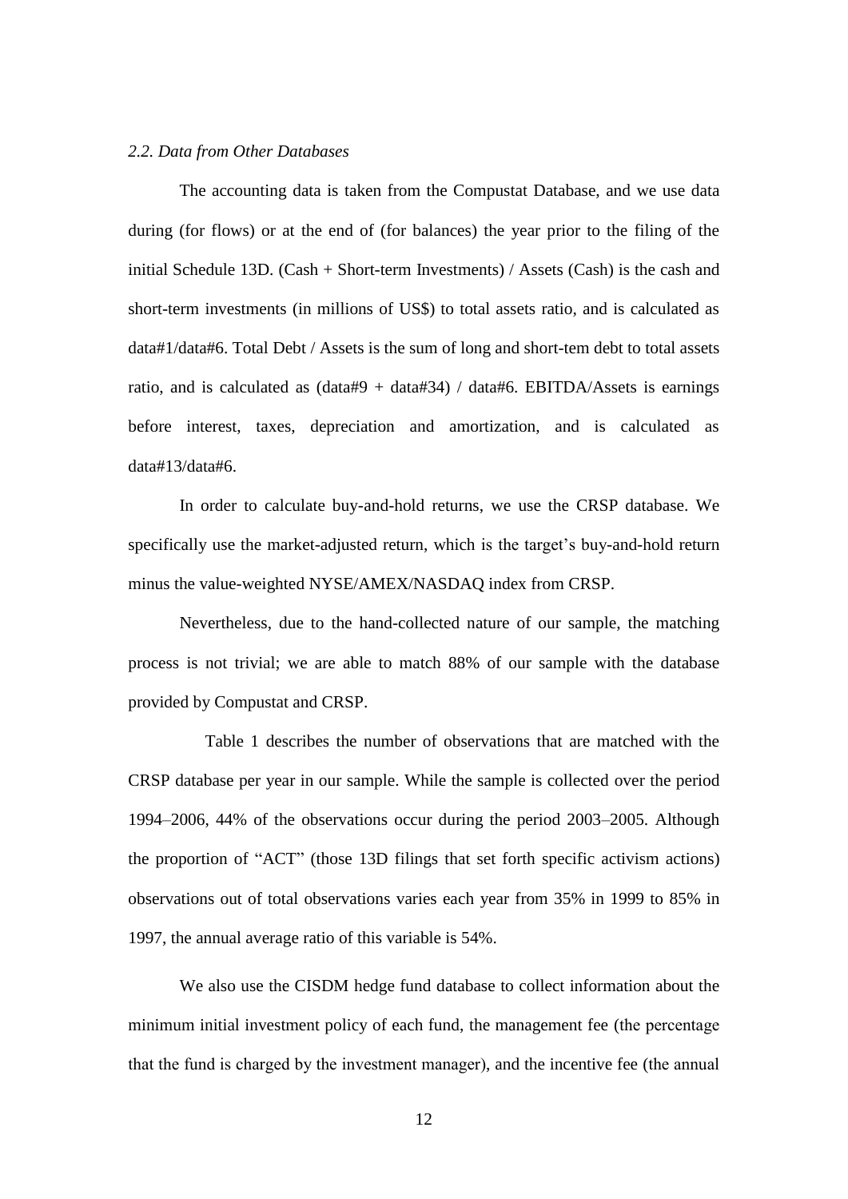### *2.2. Data from Other Databases*

The accounting data is taken from the Compustat Database, and we use data during (for flows) or at the end of (for balances) the year prior to the filing of the initial Schedule 13D. (Cash + Short-term Investments) / Assets (Cash) is the cash and short-term investments (in millions of US$) to total assets ratio, and is calculated as data#1/data#6. Total Debt / Assets is the sum of long and short-tem debt to total assets ratio, and is calculated as (data#9 + data#34) / data#6. EBITDA/Assets is earnings before interest, taxes, depreciation and amortization, and is calculated as data#13/data#6.

In order to calculate buy-and-hold returns, we use the CRSP database. We specifically use the market-adjusted return, which is the target's buy-and-hold return minus the value-weighted NYSE/AMEX/NASDAQ index from CRSP.

Nevertheless, due to the hand-collected nature of our sample, the matching process is not trivial; we are able to match 88% of our sample with the database provided by Compustat and CRSP.

Table 1 describes the number of observations that are matched with the CRSP database per year in our sample. While the sample is collected over the period 1994–2006, 44% of the observations occur during the period 2003–2005. Although the proportion of "ACT" (those 13D filings that set forth specific activism actions) observations out of total observations varies each year from 35% in 1999 to 85% in 1997, the annual average ratio of this variable is 54%.

We also use the CISDM hedge fund database to collect information about the minimum initial investment policy of each fund, the management fee (the percentage that the fund is charged by the investment manager), and the incentive fee (the annual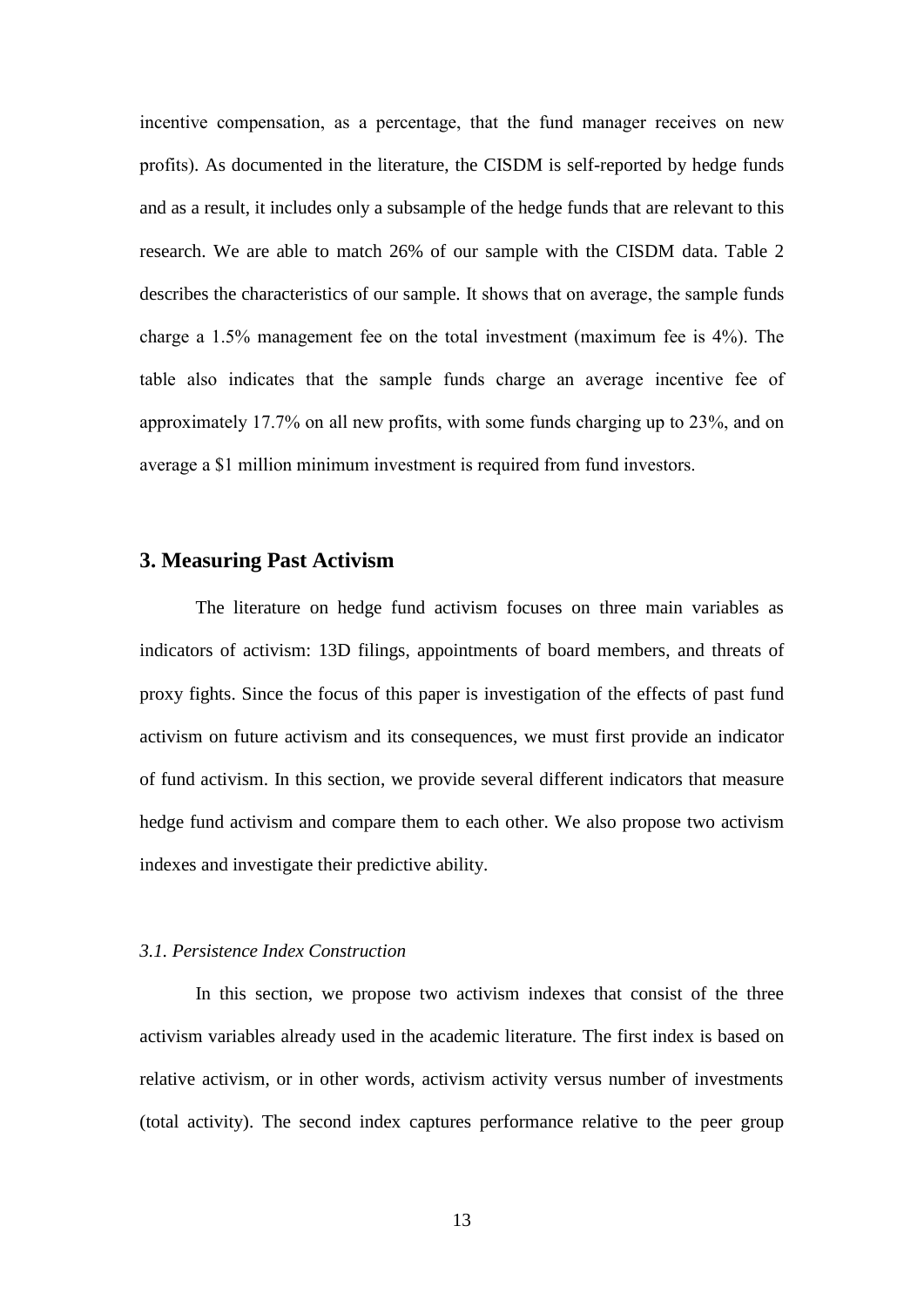incentive compensation, as a percentage, that the fund manager receives on new profits). As documented in the literature, the CISDM is self-reported by hedge funds and as a result, it includes only a subsample of the hedge funds that are relevant to this research. We are able to match 26% of our sample with the CISDM data. Table 2 describes the characteristics of our sample. It shows that on average, the sample funds charge a 1.5% management fee on the total investment (maximum fee is 4%). The table also indicates that the sample funds charge an average incentive fee of approximately 17.7% on all new profits, with some funds charging up to 23%, and on average a $1 million minimum investment is required from fund investors.

## 3. Measuring Past Activism

The literature on hedge fund activism focuses on three main variables as indicators of activism: 13D filings, appointments of board members, and threats of proxy fights. Since the focus of this paper is investigation of the effects of past fund activism on future activism and its consequences, we must first provide an indicator of fund activism. In this section, we provide several different indicators that measure hedge fund activism and compare them to each other. We also propose two activism indexes and investigate their predictive ability.

### *3.1. Persistence Index Construction*

In this section, we propose two activism indexes that consist of the three activism variables already used in the academic literature. The first index is based on relative activism, or in other words, activism activity versus number of investments (total activity). The second index captures performance relative to the peer group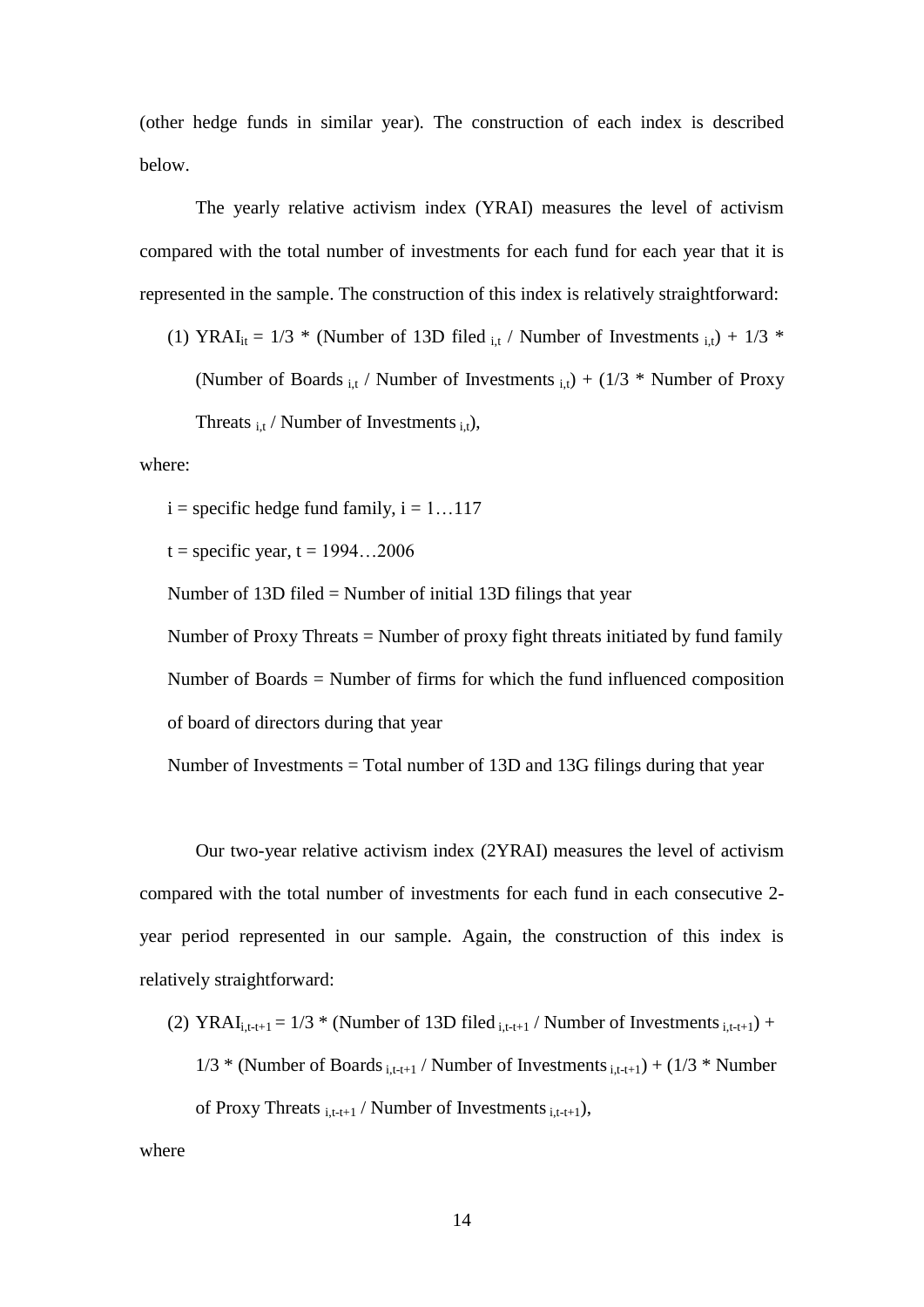(other hedge funds in similar year). The construction of each index is described below.

The yearly relative activism index (YRAI) measures the level of activism compared with the total number of investments for each fund for each year that it is represented in the sample. The construction of this index is relatively straightforward:

(1) $YRAI_{it}$ = 1/3 * (Number of 13D filed $_{i,t}$ / Number of Investments $_{i,t}$) + 1/3 * (Number of Boards $_{i,t}$ / Number of Investments $_{i,t}$) + (1/3 * Number of Proxy Threats $_{i,t}$ / Number of Investments $_{i,t}$),

where:

i = specific hedge fund family, i = 1…117

t = specific year, t = 1994…2006

Number of 13D filed = Number of initial 13D filings that year

Number of Proxy Threats = Number of proxy fight threats initiated by fund family

Number of Boards = Number of firms for which the fund influenced composition of board of directors during that year

Number of Investments = Total number of 13D and 13G filings during that year

Our two-year relative activism index (2YRAI) measures the level of activism compared with the total number of investments for each fund in each consecutive 2-year period represented in our sample. Again, the construction of this index is relatively straightforward:

(2) $YRAI_{i,t-t+1}$ = 1/3 * (Number of 13D filed $_{i,t-t+1}$ / Number of Investments $_{i,t-t+1}$) + 1/3 * (Number of Boards $_{i,t-t+1}$ / Number of Investments $_{i,t-t+1}$) + (1/3 * Number of Proxy Threats $_{i,t-t+1}$ / Number of Investments $_{i,t-t+1}$),

where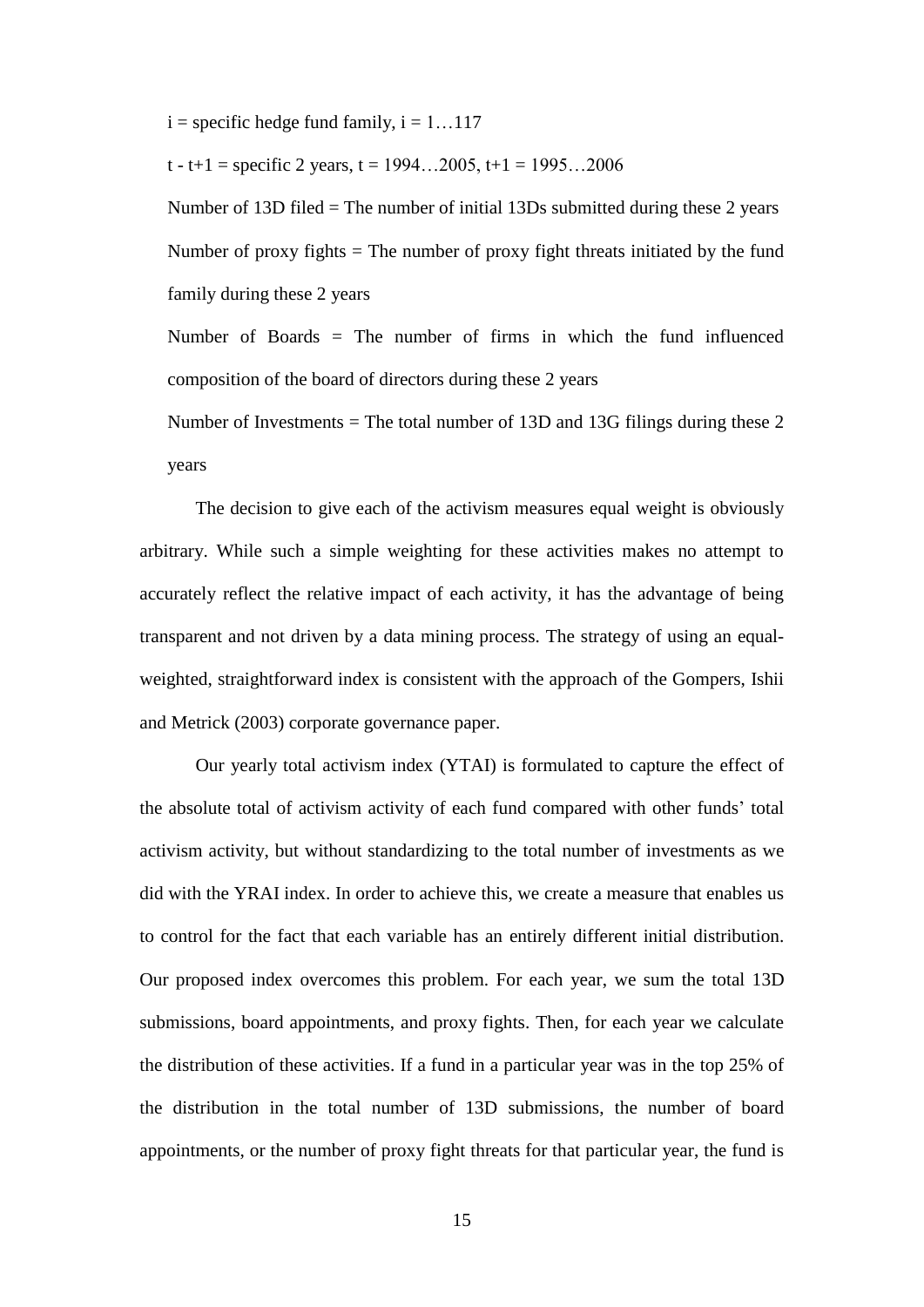$i$ = specific hedge fund family, $i = 1 \ldots 117$

$t$ - $t+1$ = specific 2 years, $t = 1994 \ldots 2005$, $t+1 = 1995 \ldots 2006$

Number of 13D filed = The number of initial 13Ds submitted during these 2 years

Number of proxy fights = The number of proxy fight threats initiated by the fund family during these 2 years

Number of Boards = The number of firms in which the fund influenced composition of the board of directors during these 2 years

Number of Investments = The total number of 13D and 13G filings during these 2 years

The decision to give each of the activism measures equal weight is obviously arbitrary. While such a simple weighting for these activities makes no attempt to accurately reflect the relative impact of each activity, it has the advantage of being transparent and not driven by a data mining process. The strategy of using an equal-weighted, straightforward index is consistent with the approach of the Gompers, Ishii and Metrick (2003) corporate governance paper.

Our yearly total activism index (YTAI) is formulated to capture the effect of the absolute total of activism activity of each fund compared with other funds' total activism activity, but without standardizing to the total number of investments as we did with the YRAI index. In order to achieve this, we create a measure that enables us to control for the fact that each variable has an entirely different initial distribution. Our proposed index overcomes this problem. For each year, we sum the total 13D submissions, board appointments, and proxy fights. Then, for each year we calculate the distribution of these activities. If a fund in a particular year was in the top 25% of the distribution in the total number of 13D submissions, the number of board appointments, or the number of proxy fight threats for that particular year, the fund is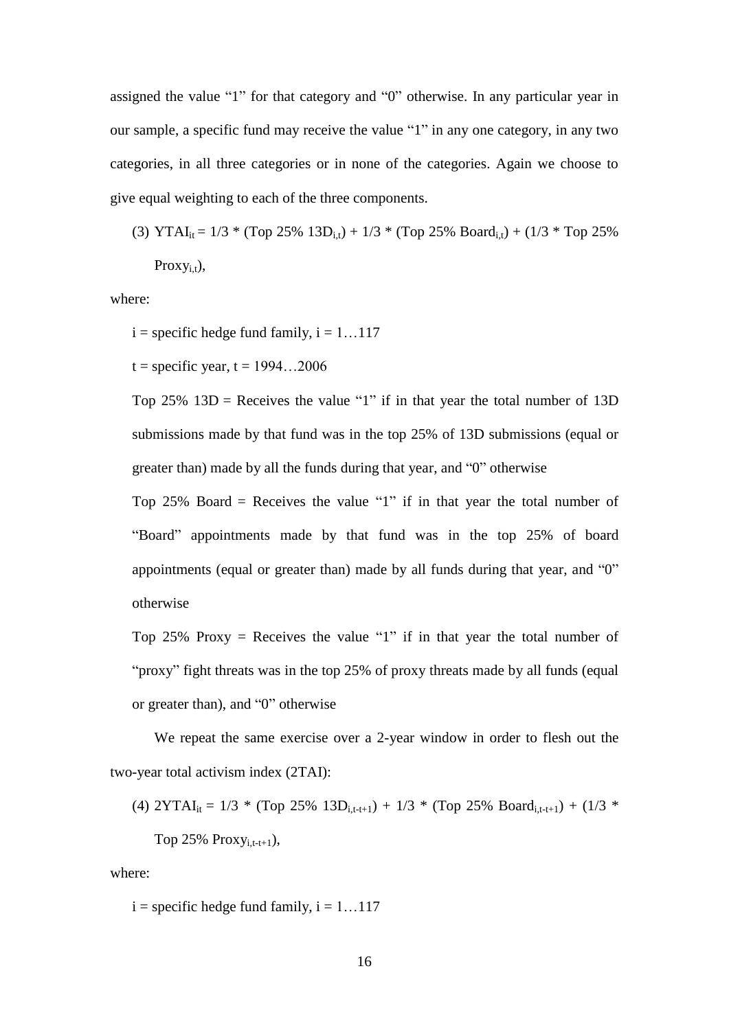assigned the value "1" for that category and "0" otherwise. In any particular year in our sample, a specific fund may receive the value "1" in any one category, in any two categories, in all three categories or in none of the categories. Again we choose to give equal weighting to each of the three components.

(3) $YTAI_{it} = 1/3 * (\text{Top } 25\%\ 13D_{i,t}) + 1/3 * (\text{Top } 25\%\ Board_{i,t}) + (1/3 * \text{Top } 25\%\ Proxy_{i,t})$,

where:

$i$ = specific hedge fund family, $i = 1 \ldots 117$

$t$ = specific year, $t = 1994 \ldots 2006$

Top 25% 13D = Receives the value "1" if in that year the total number of 13D submissions made by that fund was in the top 25% of 13D submissions (equal or greater than) made by all the funds during that year, and "0" otherwise

Top 25% Board = Receives the value "1" if in that year the total number of "Board" appointments made by that fund was in the top 25% of board appointments (equal or greater than) made by all funds during that year, and "0" otherwise

Top 25% Proxy = Receives the value "1" if in that year the total number of "proxy" fight threats was in the top 25% of proxy threats made by all funds (equal or greater than), and "0" otherwise

We repeat the same exercise over a 2-year window in order to flesh out the two-year total activism index (2TAI):

(4) $2YTAI_{it} = 1/3 * (\text{Top } 25\%\ 13D_{i,t\text{-}t+1}) + 1/3 * (\text{Top } 25\%\ Board_{i,t\text{-}t+1}) + (1/3 * \text{Top } 25\%\ Proxy_{i,t\text{-}t+1})$,

where:

$i$ = specific hedge fund family, $i = 1 \ldots 117$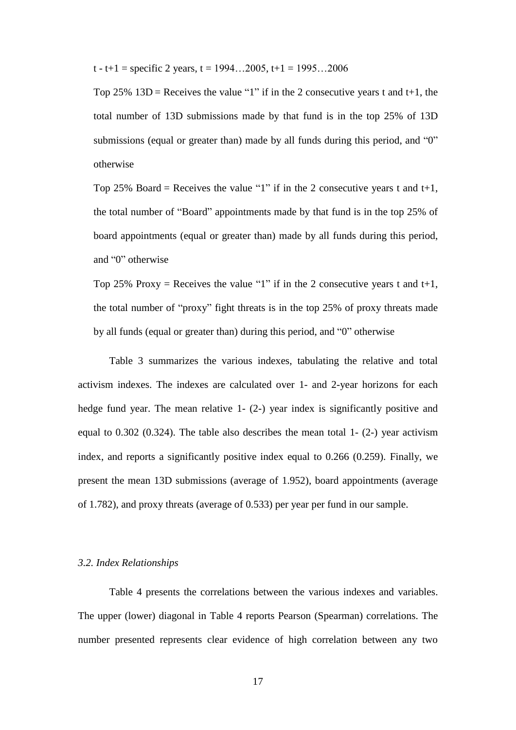t - t+1 = specific 2 years, t = 1994…2005, t+1 = 1995…2006

Top 25% 13D = Receives the value "1" if in the 2 consecutive years t and t+1, the total number of 13D submissions made by that fund is in the top 25% of 13D submissions (equal or greater than) made by all funds during this period, and "0" otherwise

Top 25% Board = Receives the value "1" if in the 2 consecutive years t and t+1, the total number of "Board" appointments made by that fund is in the top 25% of board appointments (equal or greater than) made by all funds during this period, and "0" otherwise

Top 25% Proxy = Receives the value "1" if in the 2 consecutive years t and t+1, the total number of "proxy" fight threats is in the top 25% of proxy threats made by all funds (equal or greater than) during this period, and "0" otherwise

Table 3 summarizes the various indexes, tabulating the relative and total activism indexes. The indexes are calculated over 1- and 2-year horizons for each hedge fund year. The mean relative 1- (2-) year index is significantly positive and equal to 0.302 (0.324). The table also describes the mean total 1- (2-) year activism index, and reports a significantly positive index equal to 0.266 (0.259). Finally, we present the mean 13D submissions (average of 1.952), board appointments (average of 1.782), and proxy threats (average of 0.533) per year per fund in our sample.

### *3.2. Index Relationships*

Table 4 presents the correlations between the various indexes and variables. The upper (lower) diagonal in Table 4 reports Pearson (Spearman) correlations. The number presented represents clear evidence of high correlation between any two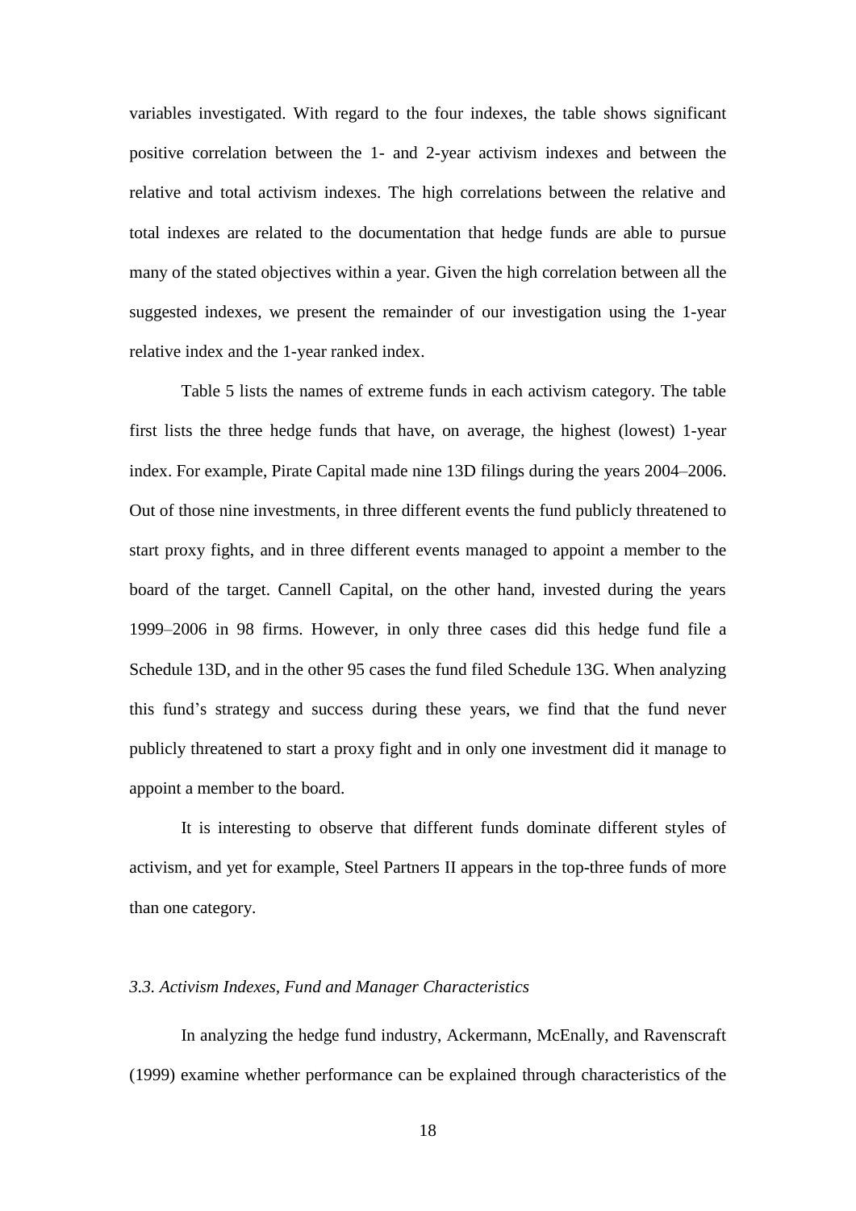variables investigated. With regard to the four indexes, the table shows significant positive correlation between the 1- and 2-year activism indexes and between the relative and total activism indexes. The high correlations between the relative and total indexes are related to the documentation that hedge funds are able to pursue many of the stated objectives within a year. Given the high correlation between all the suggested indexes, we present the remainder of our investigation using the 1-year relative index and the 1-year ranked index.

Table 5 lists the names of extreme funds in each activism category. The table first lists the three hedge funds that have, on average, the highest (lowest) 1-year index. For example, Pirate Capital made nine 13D filings during the years 2004–2006. Out of those nine investments, in three different events the fund publicly threatened to start proxy fights, and in three different events managed to appoint a member to the board of the target. Cannell Capital, on the other hand, invested during the years 1999–2006 in 98 firms. However, in only three cases did this hedge fund file a Schedule 13D, and in the other 95 cases the fund filed Schedule 13G. When analyzing this fund's strategy and success during these years, we find that the fund never publicly threatened to start a proxy fight and in only one investment did it manage to appoint a member to the board.

It is interesting to observe that different funds dominate different styles of activism, and yet for example, Steel Partners II appears in the top-three funds of more than one category.

### *3.3. Activism Indexes, Fund and Manager Characteristics*

In analyzing the hedge fund industry, Ackermann, McEnally, and Ravenscraft (1999) examine whether performance can be explained through characteristics of the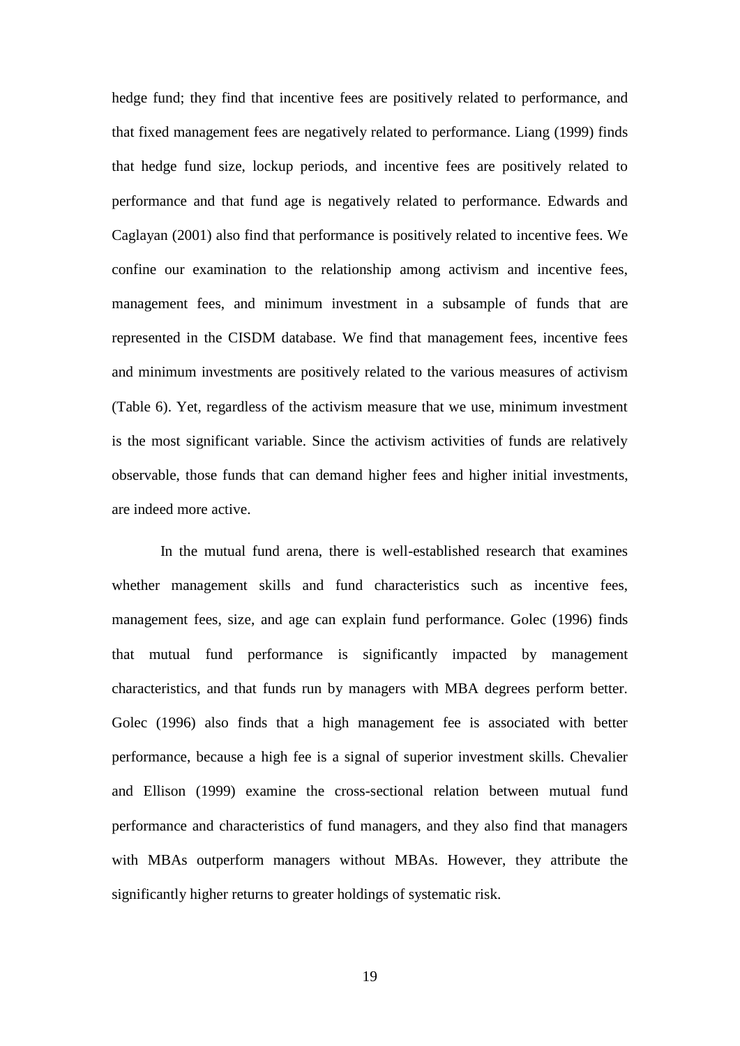hedge fund; they find that incentive fees are positively related to performance, and that fixed management fees are negatively related to performance. Liang (1999) finds that hedge fund size, lockup periods, and incentive fees are positively related to performance and that fund age is negatively related to performance. Edwards and Caglayan (2001) also find that performance is positively related to incentive fees. We confine our examination to the relationship among activism and incentive fees, management fees, and minimum investment in a subsample of funds that are represented in the CISDM database. We find that management fees, incentive fees and minimum investments are positively related to the various measures of activism (Table 6). Yet, regardless of the activism measure that we use, minimum investment is the most significant variable. Since the activism activities of funds are relatively observable, those funds that can demand higher fees and higher initial investments, are indeed more active.

In the mutual fund arena, there is well-established research that examines whether management skills and fund characteristics such as incentive fees, management fees, size, and age can explain fund performance. Golec (1996) finds that mutual fund performance is significantly impacted by management characteristics, and that funds run by managers with MBA degrees perform better. Golec (1996) also finds that a high management fee is associated with better performance, because a high fee is a signal of superior investment skills. Chevalier and Ellison (1999) examine the cross-sectional relation between mutual fund performance and characteristics of fund managers, and they also find that managers with MBAs outperform managers without MBAs. However, they attribute the significantly higher returns to greater holdings of systematic risk.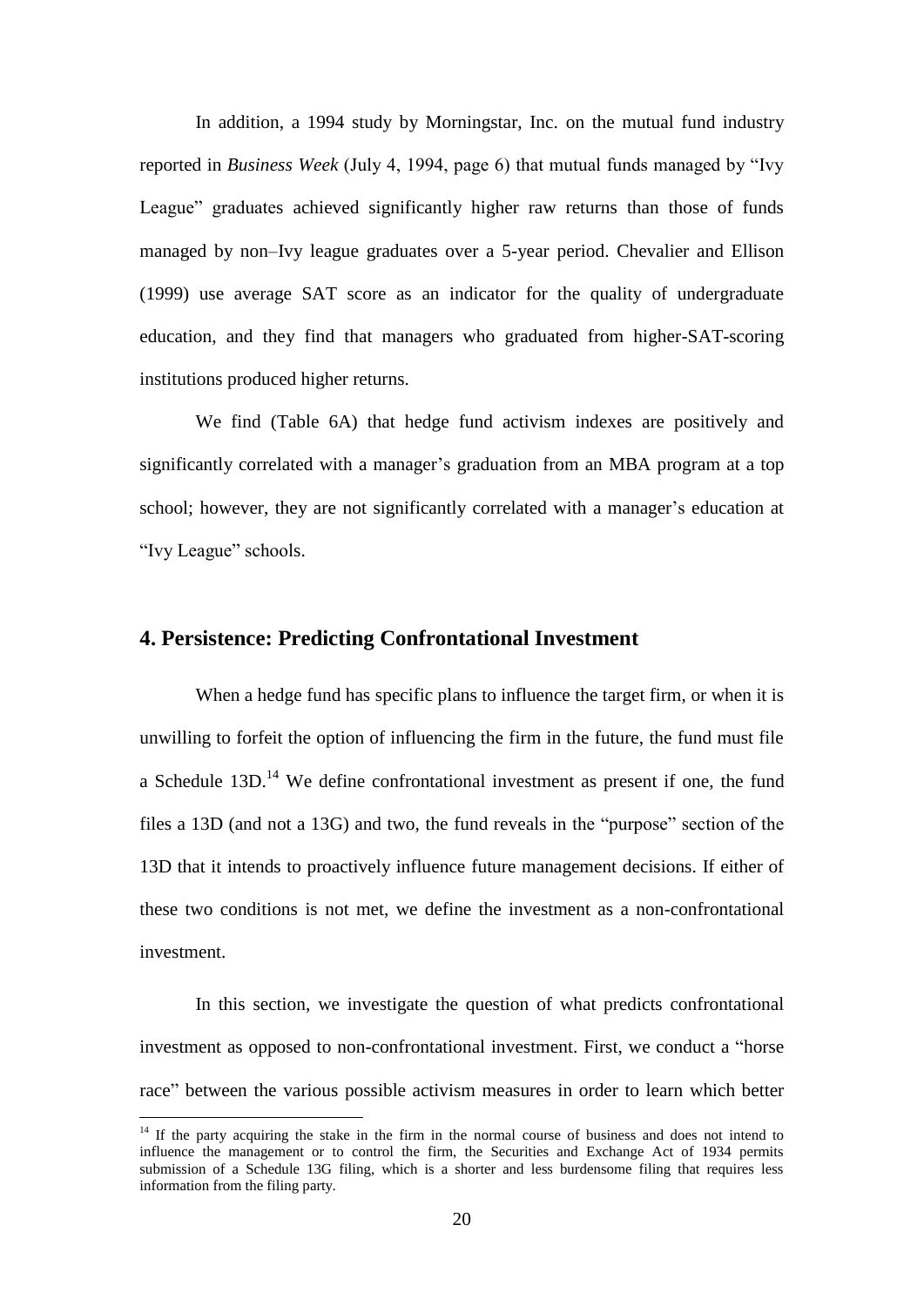In addition, a 1994 study by Morningstar, Inc. on the mutual fund industry reported in *Business Week* (July 4, 1994, page 6) that mutual funds managed by "Ivy League" graduates achieved significantly higher raw returns than those of funds managed by non–Ivy league graduates over a 5-year period. Chevalier and Ellison (1999) use average SAT score as an indicator for the quality of undergraduate education, and they find that managers who graduated from higher-SAT-scoring institutions produced higher returns.

We find (Table 6A) that hedge fund activism indexes are positively and significantly correlated with a manager's graduation from an MBA program at a top school; however, they are not significantly correlated with a manager's education at "Ivy League" schools.

## 4. Persistence: Predicting Confrontational Investment

When a hedge fund has specific plans to influence the target firm, or when it is unwilling to forfeit the option of influencing the firm in the future, the fund must file a Schedule 13D.[14] We define confrontational investment as present if one, the fund files a 13D (and not a 13G) and two, the fund reveals in the "purpose" section of the 13D that it intends to proactively influence future management decisions. If either of these two conditions is not met, we define the investment as a non-confrontational investment.

In this section, we investigate the question of what predicts confrontational investment as opposed to non-confrontational investment. First, we conduct a "horse race" between the various possible activism measures in order to learn which better

[14] If the party acquiring the stake in the firm in the normal course of business and does not intend to influence the management or to control the firm, the Securities and Exchange Act of 1934 permits submission of a Schedule 13G filing, which is a shorter and less burdensome filing that requires less information from the filing party.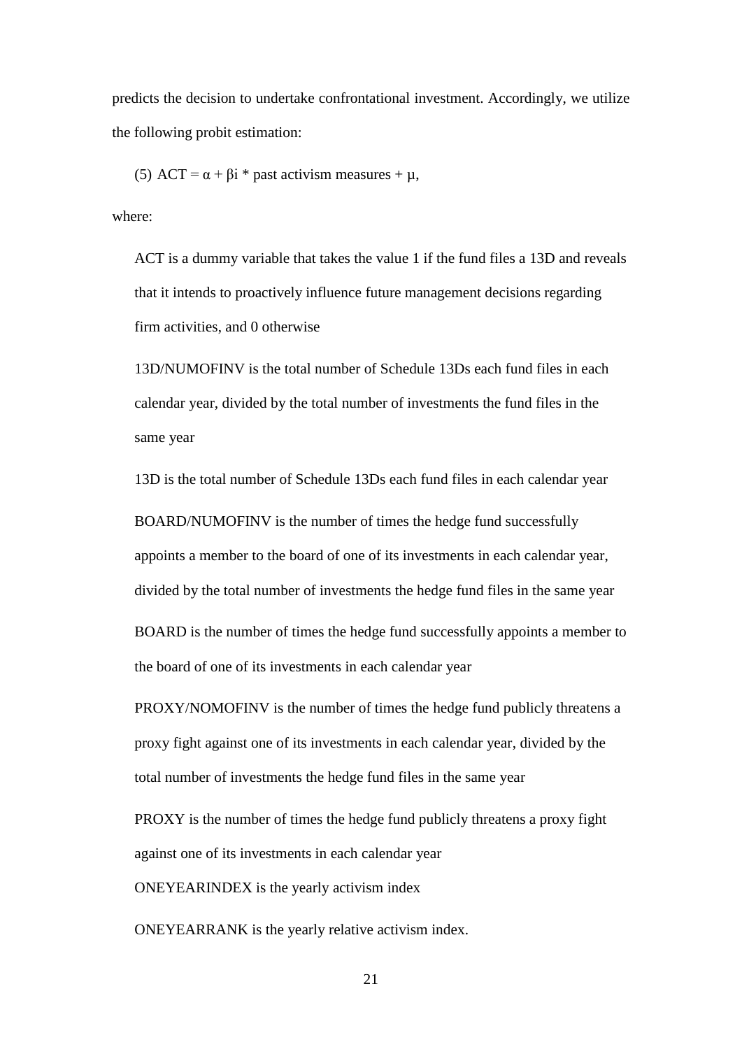predicts the decision to undertake confrontational investment. Accordingly, we utilize the following probit estimation:

(5) $ACT = \alpha + \beta i * \text{past activism measures} + \mu$,

where:

ACT is a dummy variable that takes the value 1 if the fund files a 13D and reveals that it intends to proactively influence future management decisions regarding firm activities, and 0 otherwise

13D/NUMOFINV is the total number of Schedule 13Ds each fund files in each calendar year, divided by the total number of investments the fund files in the same year

13D is the total number of Schedule 13Ds each fund files in each calendar year

BOARD/NUMOFINV is the number of times the hedge fund successfully appoints a member to the board of one of its investments in each calendar year, divided by the total number of investments the hedge fund files in the same year

BOARD is the number of times the hedge fund successfully appoints a member to the board of one of its investments in each calendar year

PROXY/NOMOFINV is the number of times the hedge fund publicly threatens a proxy fight against one of its investments in each calendar year, divided by the total number of investments the hedge fund files in the same year

PROXY is the number of times the hedge fund publicly threatens a proxy fight against one of its investments in each calendar year

ONEYEARINDEX is the yearly activism index

ONEYEARRANK is the yearly relative activism index.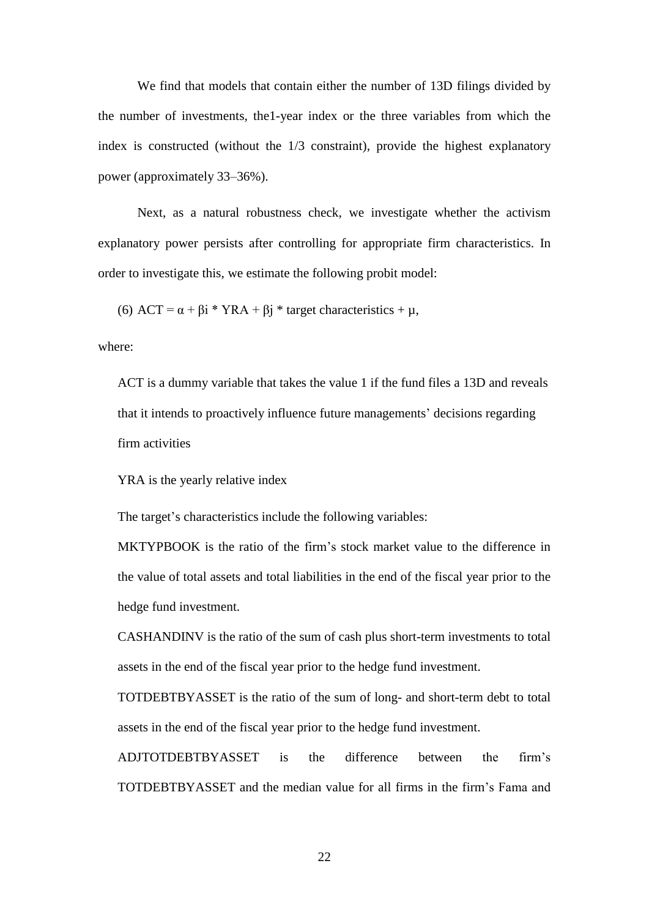We find that models that contain either the number of 13D filings divided by the number of investments, the1-year index or the three variables from which the index is constructed (without the 1/3 constraint), provide the highest explanatory power (approximately 33–36%).

Next, as a natural robustness check, we investigate whether the activism explanatory power persists after controlling for appropriate firm characteristics. In order to investigate this, we estimate the following probit model:

(6) $ACT = \alpha + \beta i * YRA + \beta j * \text{target characteristics} + \mu$,

where:

ACT is a dummy variable that takes the value 1 if the fund files a 13D and reveals that it intends to proactively influence future managements' decisions regarding firm activities

YRA is the yearly relative index

The target's characteristics include the following variables:

MKTYPBOOK is the ratio of the firm's stock market value to the difference in the value of total assets and total liabilities in the end of the fiscal year prior to the hedge fund investment.

CASHANDINV is the ratio of the sum of cash plus short-term investments to total assets in the end of the fiscal year prior to the hedge fund investment.

TOTDEBTBYASSET is the ratio of the sum of long- and short-term debt to total assets in the end of the fiscal year prior to the hedge fund investment.

ADJTOTDEBTBYASSET is the difference between the firm's TOTDEBTBYASSET and the median value for all firms in the firm's Fama and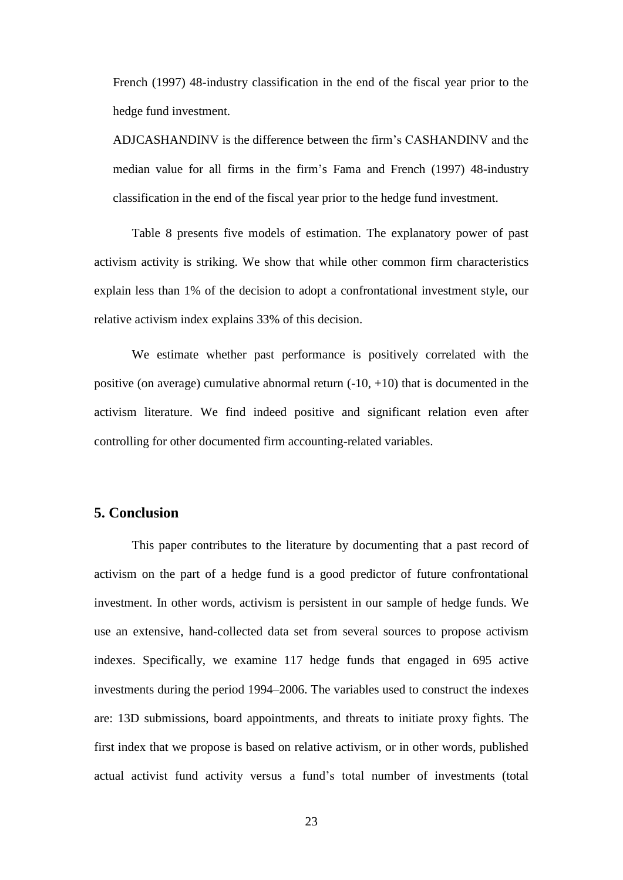French (1997) 48-industry classification in the end of the fiscal year prior to the hedge fund investment.

ADJCASHANDINV is the difference between the firm's CASHANDINV and the median value for all firms in the firm's Fama and French (1997) 48-industry classification in the end of the fiscal year prior to the hedge fund investment.

Table 8 presents five models of estimation. The explanatory power of past activism activity is striking. We show that while other common firm characteristics explain less than 1% of the decision to adopt a confrontational investment style, our relative activism index explains 33% of this decision.

We estimate whether past performance is positively correlated with the positive (on average) cumulative abnormal return (-10, +10) that is documented in the activism literature. We find indeed positive and significant relation even after controlling for other documented firm accounting-related variables.

## 5. Conclusion

This paper contributes to the literature by documenting that a past record of activism on the part of a hedge fund is a good predictor of future confrontational investment. In other words, activism is persistent in our sample of hedge funds. We use an extensive, hand-collected data set from several sources to propose activism indexes. Specifically, we examine 117 hedge funds that engaged in 695 active investments during the period 1994–2006. The variables used to construct the indexes are: 13D submissions, board appointments, and threats to initiate proxy fights. The first index that we propose is based on relative activism, or in other words, published actual activist fund activity versus a fund's total number of investments (total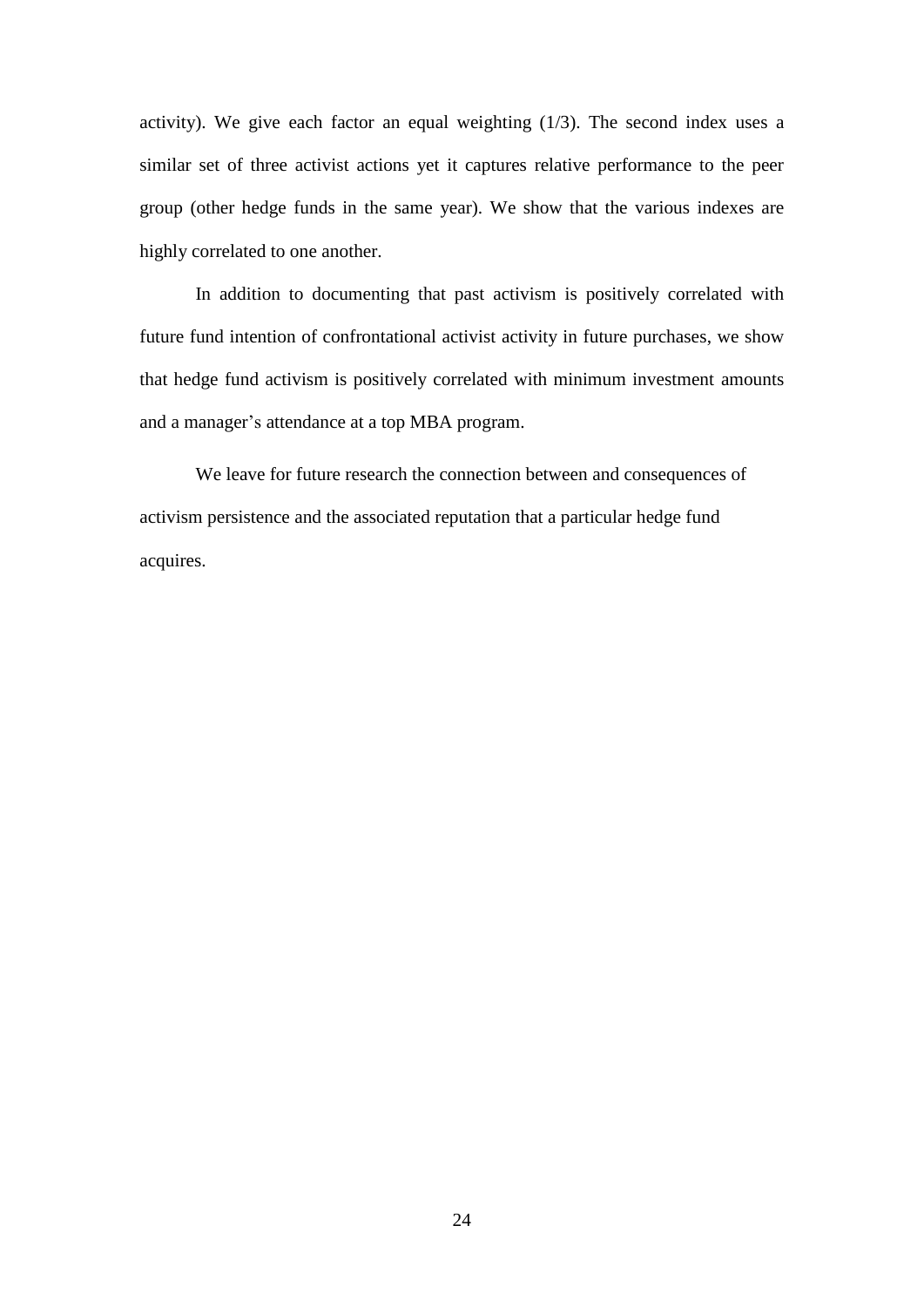activity). We give each factor an equal weighting (1/3). The second index uses a similar set of three activist actions yet it captures relative performance to the peer group (other hedge funds in the same year). We show that the various indexes are highly correlated to one another.

In addition to documenting that past activism is positively correlated with future fund intention of confrontational activist activity in future purchases, we show that hedge fund activism is positively correlated with minimum investment amounts and a manager's attendance at a top MBA program.

We leave for future research the connection between and consequences of activism persistence and the associated reputation that a particular hedge fund acquires.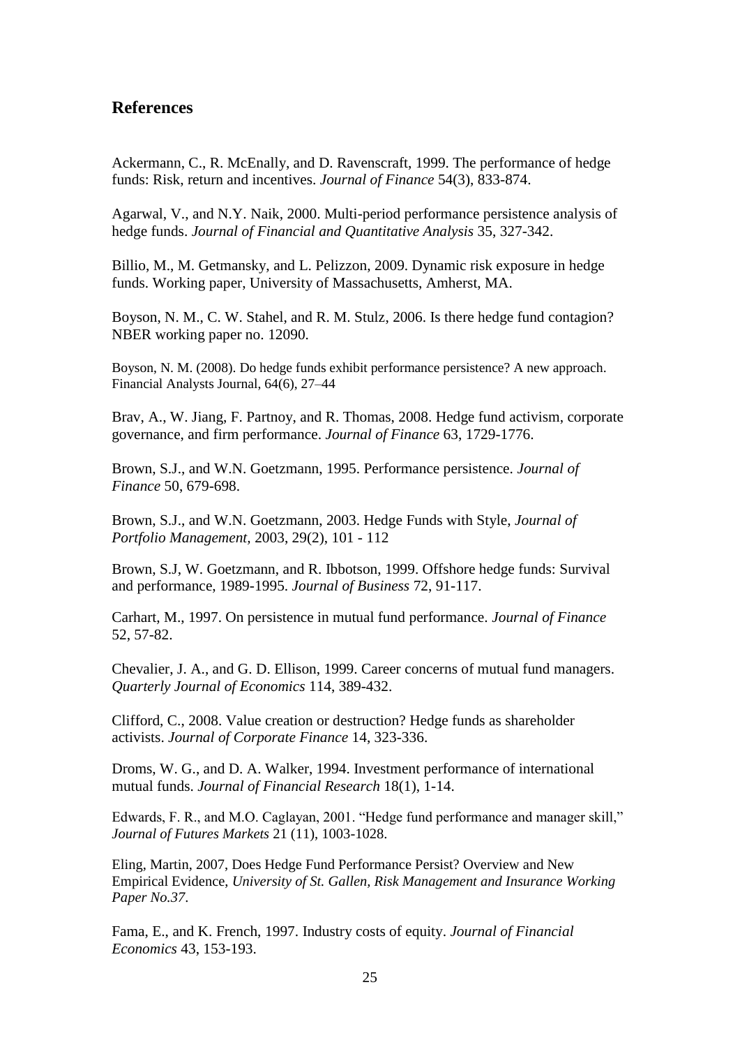## References

Ackermann, C., R. McEnally, and D. Ravenscraft, 1999. The performance of hedge funds: Risk, return and incentives. *Journal of Finance* 54(3), 833-874.

Agarwal, V., and N.Y. Naik, 2000. Multi-period performance persistence analysis of hedge funds. *Journal of Financial and Quantitative Analysis* 35, 327-342.

Billio, M., M. Getmansky, and L. Pelizzon, 2009. Dynamic risk exposure in hedge funds. Working paper, University of Massachusetts, Amherst, MA.

Boyson, N. M., C. W. Stahel, and R. M. Stulz, 2006. Is there hedge fund contagion? NBER working paper no. 12090.

Boyson, N. M. (2008). Do hedge funds exhibit performance persistence? A new approach. Financial Analysts Journal, 64(6), 27–44

Brav, A., W. Jiang, F. Partnoy, and R. Thomas, 2008. Hedge fund activism, corporate governance, and firm performance. *Journal of Finance* 63, 1729-1776.

Brown, S.J., and W.N. Goetzmann, 1995. Performance persistence. *Journal of Finance* 50, 679-698.

Brown, S.J., and W.N. Goetzmann, 2003. Hedge Funds with Style, *Journal of Portfolio Management,* 2003, 29(2), 101 - 112

Brown, S.J, W. Goetzmann, and R. Ibbotson, 1999. Offshore hedge funds: Survival and performance, 1989-1995. *Journal of Business* 72, 91-117.

Carhart, M., 1997. On persistence in mutual fund performance. *Journal of Finance* 52, 57-82.

Chevalier, J. A., and G. D. Ellison, 1999. Career concerns of mutual fund managers. *Quarterly Journal of Economics* 114, 389-432.

Clifford, C., 2008. Value creation or destruction? Hedge funds as shareholder activists. *Journal of Corporate Finance* 14, 323-336.

Droms, W. G., and D. A. Walker, 1994. Investment performance of international mutual funds. *Journal of Financial Research* 18(1), 1-14.

Edwards, F. R., and M.O. Caglayan, 2001. "Hedge fund performance and manager skill," *Journal of Futures Markets* 21 (11), 1003-1028.

Eling, Martin, 2007, Does Hedge Fund Performance Persist? Overview and New Empirical Evidence, *University of St. Gallen, Risk Management and Insurance Working Paper No.37*.

Fama, E., and K. French, 1997. Industry costs of equity. *Journal of Financial Economics* 43, 153-193.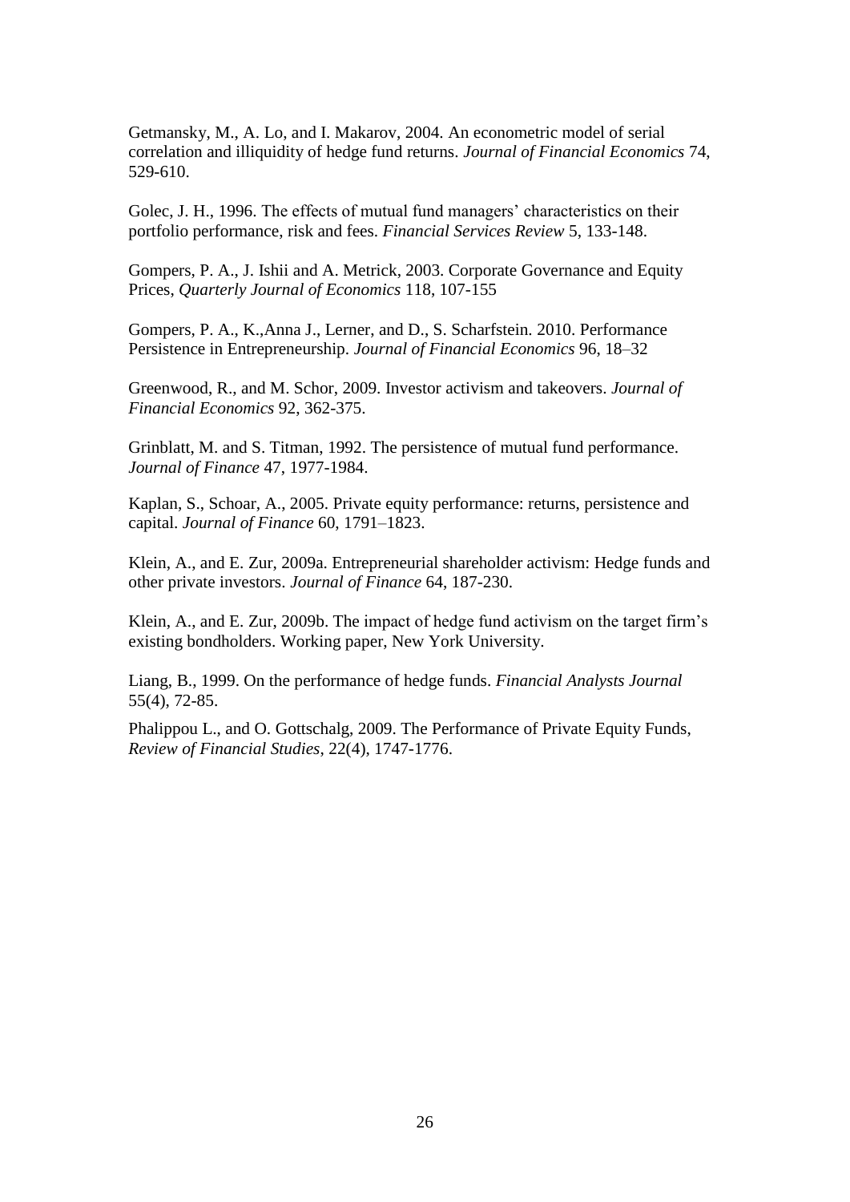Getmansky, M., A. Lo, and I. Makarov, 2004. An econometric model of serial correlation and illiquidity of hedge fund returns. *Journal of Financial Economics* 74, 529-610.

Golec, J. H., 1996. The effects of mutual fund managers' characteristics on their portfolio performance, risk and fees. *Financial Services Review* 5, 133-148.

Gompers, P. A., J. Ishii and A. Metrick, 2003. Corporate Governance and Equity Prices, *Quarterly Journal of Economics* 118, 107-155

Gompers, P. A., K.,Anna J., Lerner, and D., S. Scharfstein. 2010. Performance Persistence in Entrepreneurship. *Journal of Financial Economics* 96, 18–32

Greenwood, R., and M. Schor, 2009. Investor activism and takeovers. *Journal of Financial Economics* 92, 362-375.

Grinblatt, M. and S. Titman, 1992. The persistence of mutual fund performance. *Journal of Finance* 47, 1977-1984.

Kaplan, S., Schoar, A., 2005. Private equity performance: returns, persistence and capital. *Journal of Finance* 60, 1791–1823.

Klein, A., and E. Zur, 2009a. Entrepreneurial shareholder activism: Hedge funds and other private investors. *Journal of Finance* 64, 187-230.

Klein, A., and E. Zur, 2009b. The impact of hedge fund activism on the target firm's existing bondholders. Working paper, New York University.

Liang, B., 1999. On the performance of hedge funds. *Financial Analysts Journal* 55(4), 72-85.

Phalippou L., and O. Gottschalg, 2009. The Performance of Private Equity Funds, *Review of Financial Studies*, 22(4), 1747-1776.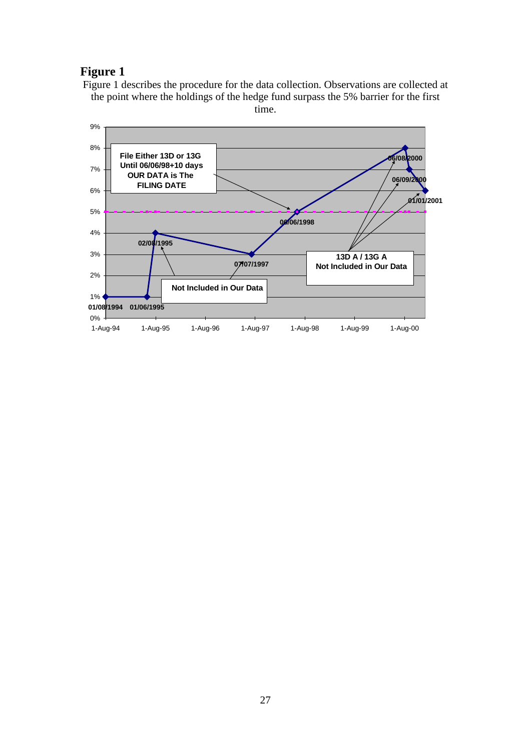# Figure 1

Figure 1 describes the procedure for the data collection. Observations are collected at the point where the holdings of the hedge fund surpass the 5% barrier for the first time.

File Either 13D or 13G Until 06/06/98+10 days OUR DATA is The FILING DATE

Not Included in Our Data

13D A / 13G A Not Included in Our Data

01/08/1994 01/06/1995 02/08/1995 07/07/1997 06/06/1998 06/08/2000 06/09/2000 01/01/2001

0% 1% 2% 3% 4% 5% 6% 7% 8% 9%

1-Aug-94 1-Aug-95 1-Aug-96 1-Aug-97 1-Aug-98 1-Aug-99 1-Aug-00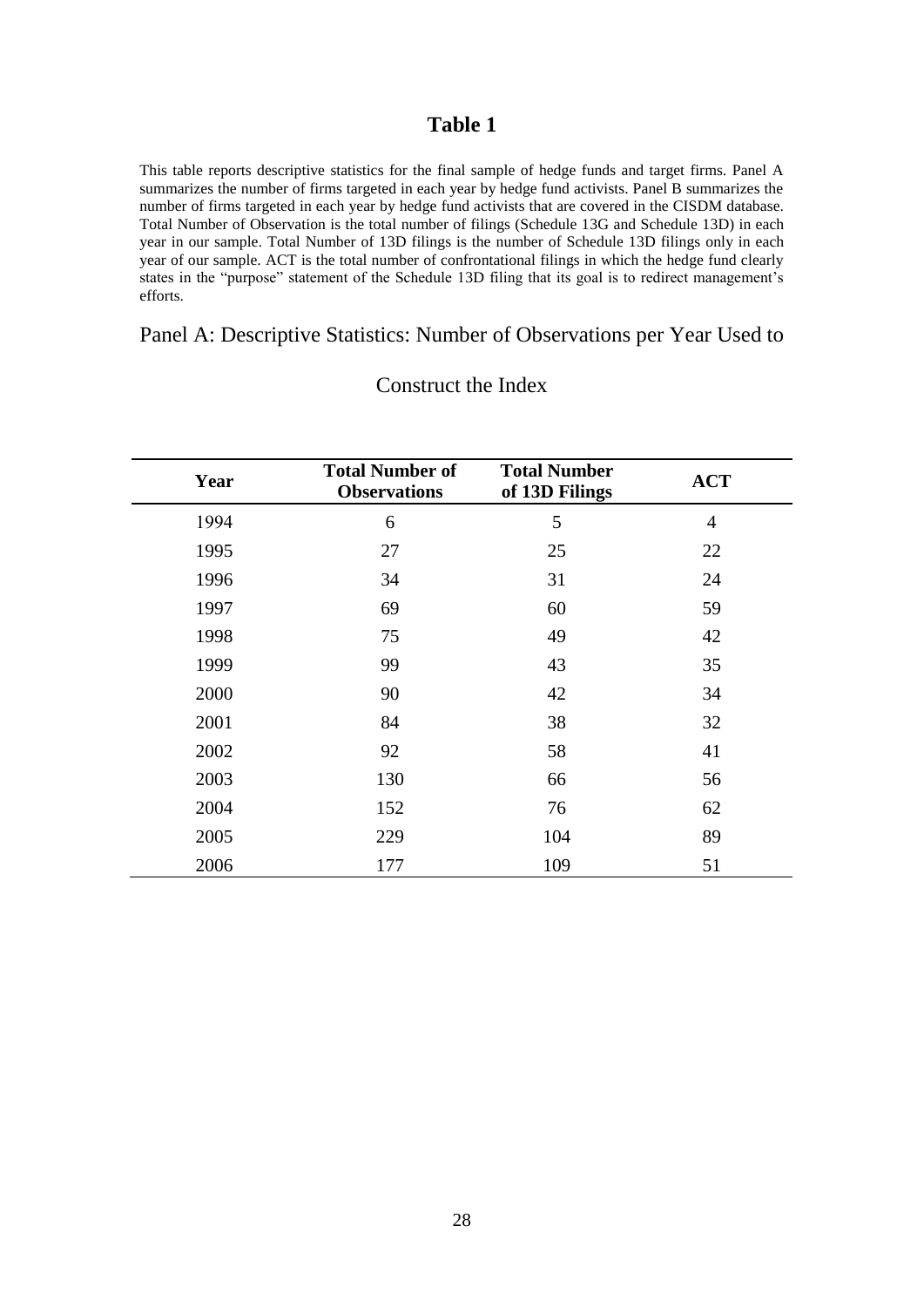# Table 1

This table reports descriptive statistics for the final sample of hedge funds and target firms. Panel A summarizes the number of firms targeted in each year by hedge fund activists. Panel B summarizes the number of firms targeted in each year by hedge fund activists that are covered in the CISDM database. Total Number of Observation is the total number of filings (Schedule 13G and Schedule 13D) in each year in our sample. Total Number of 13D filings is the number of Schedule 13D filings only in each year of our sample. ACT is the total number of confrontational filings in which the hedge fund clearly states in the "purpose" statement of the Schedule 13D filing that its goal is to redirect management's efforts.

## Panel A: Descriptive Statistics: Number of Observations per Year Used to Construct the Index

| Year | Total Number of Observations | Total Number of 13D Filings | ACT |
|---|---|---|---|
| 1994 | 6 | 5 | 4 |
| 1995 | 27 | 25 | 22 |
| 1996 | 34 | 31 | 24 |
| 1997 | 69 | 60 | 59 |
| 1998 | 75 | 49 | 42 |
| 1999 | 99 | 43 | 35 |
| 2000 | 90 | 42 | 34 |
| 2001 | 84 | 38 | 32 |
| 2002 | 92 | 58 | 41 |
| 2003 | 130 | 66 | 56 |
| 2004 | 152 | 76 | 62 |
| 2005 | 229 | 104 | 89 |
| 2006 | 177 | 109 | 51 |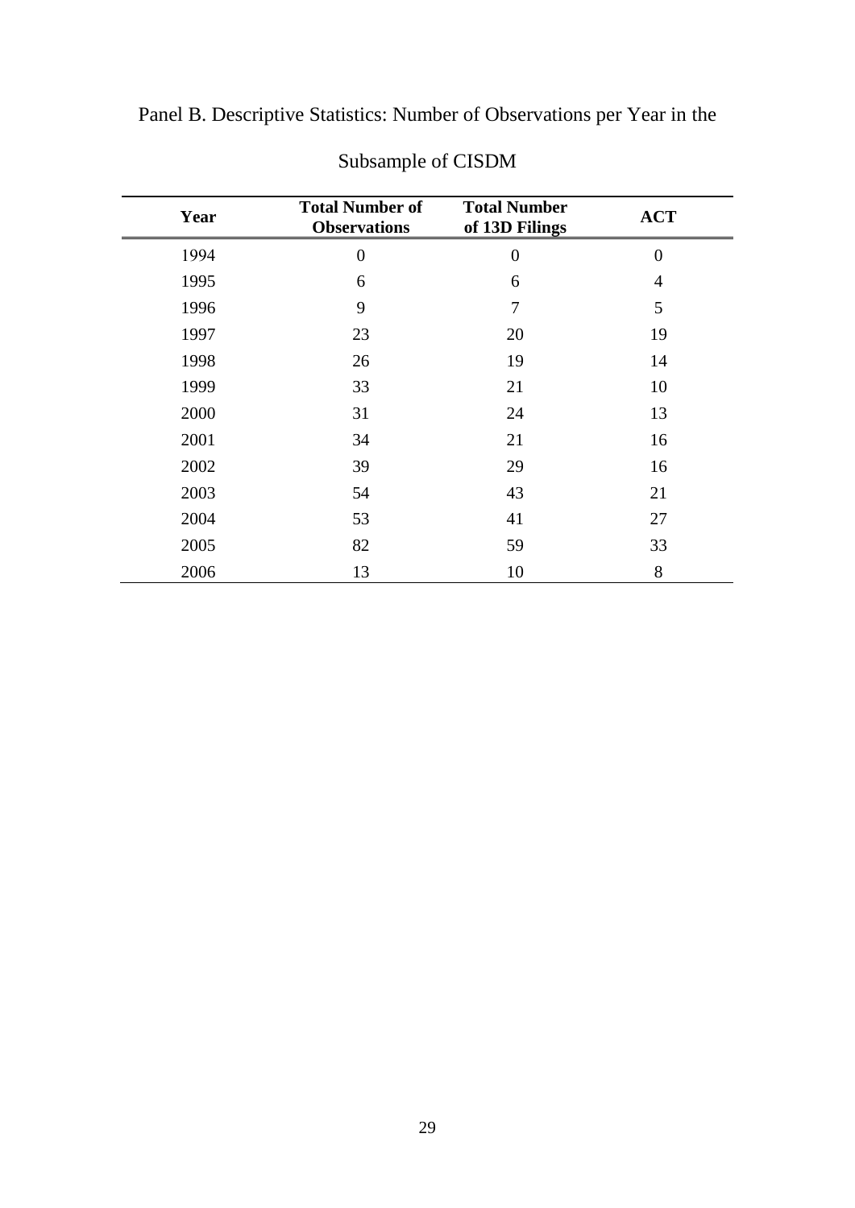Panel B. Descriptive Statistics: Number of Observations per Year in the Subsample of CISDM

| Year | Total Number of Observations | Total Number of 13D Filings | ACT |
|---|---|---|---|
| 1994 | 0 | 0 | 0 |
| 1995 | 6 | 6 | 4 |
| 1996 | 9 | 7 | 5 |
| 1997 | 23 | 20 | 19 |
| 1998 | 26 | 19 | 14 |
| 1999 | 33 | 21 | 10 |
| 2000 | 31 | 24 | 13 |
| 2001 | 34 | 21 | 16 |
| 2002 | 39 | 29 | 16 |
| 2003 | 54 | 43 | 21 |
| 2004 | 53 | 41 | 27 |
| 2005 | 82 | 59 | 33 |
| 2006 | 13 | 10 | 8 |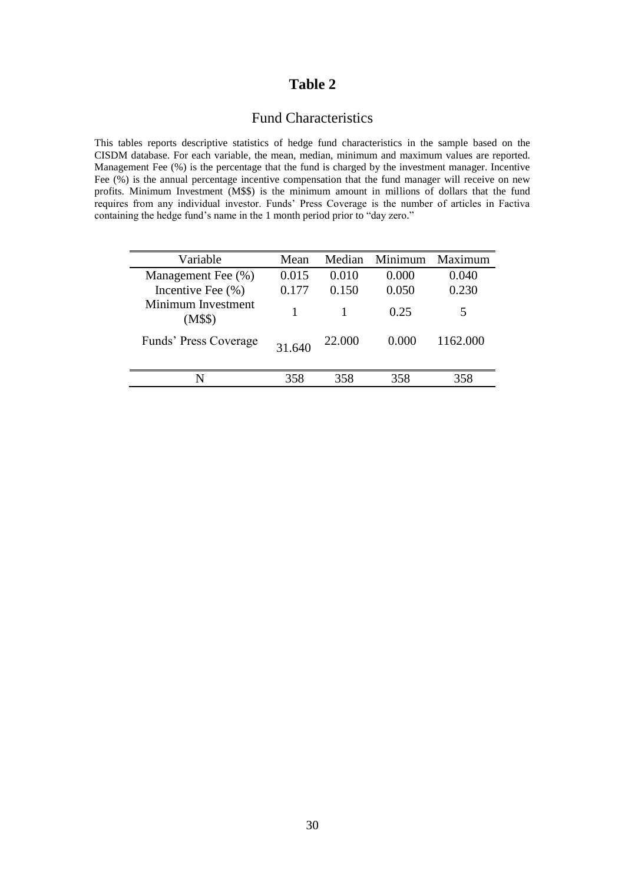# Table 2

## Fund Characteristics

This tables reports descriptive statistics of hedge fund characteristics in the sample based on the CISDM database. For each variable, the mean, median, minimum and maximum values are reported. Management Fee (%) is the percentage that the fund is charged by the investment manager. Incentive Fee (%) is the annual percentage incentive compensation that the fund manager will receive on new profits. Minimum Investment (M$$) is the minimum amount in millions of dollars that the fund requires from any individual investor. Funds' Press Coverage is the number of articles in Factiva containing the hedge fund's name in the 1 month period prior to "day zero."

| Variable | Mean | Median | Minimum | Maximum |
|---|---|---|---|---|
| Management Fee (%) | 0.015 | 0.010 | 0.000 | 0.040 |
| Incentive Fee (%) | 0.177 | 0.150 | 0.050 | 0.230 |
| Minimum Investment (M$$) | 1 | 1 | 0.25 | 5 |
| Funds' Press Coverage | 31.640 | 22.000 | 0.000 | 1162.000 |
| N | 358 | 358 | 358 | 358 |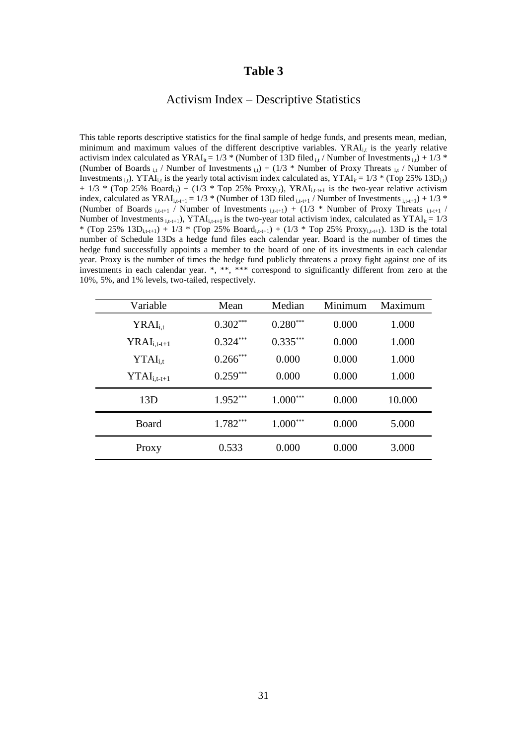# Table 3

## Activism Index – Descriptive Statistics

This table reports descriptive statistics for the final sample of hedge funds, and presents mean, median, minimum and maximum values of the different descriptive variables. $YRAI_{i,t}$ is the yearly relative activism index calculated as $YRAI_{it} = 1/3 * (\text{Number of 13D filed}_{i,t} / \text{Number of Investments}_{i,t}) + 1/3 * (\text{Number of Boards}_{i,t} / \text{Number of Investments}_{i,t}) + (1/3 * \text{Number of Proxy Threats}_{i,t} / \text{Number of Investments}_{i,t})$. $YTAI_{i,t}$ is the yearly total activism index calculated as, $YTAI_{it} = 1/3 * (\text{Top 25\% } 13D_{i,t}) + 1/3 * (\text{Top 25\% Board}_{i,t}) + (1/3 * \text{Top 25\% Proxy}_{i,t})$, $YRAI_{i,t-t+1}$ is the two-year relative activism index, calculated as $YRAI_{i,t-t+1} = 1/3 * (\text{Number of 13D filed}_{i,t-t+1} / \text{Number of Investments}_{i,t-t+1}) + 1/3 * (\text{Number of Boards}_{i,t-t+1} / \text{Number of Investments}_{i,t-t+1}) + (1/3 * \text{Number of Proxy Threats}_{i,t-t+1} / \text{Number of Investments}_{i,t-t+1})$, $YTAI_{i,t-t+1}$ is the two-year total activism index, calculated as $YTAI_{it} = 1/3 * (\text{Top 25\% } 13D_{i,t-t+1}) + 1/3 * (\text{Top 25\% Board}_{i,t-t+1}) + (1/3 * \text{Top 25\% Proxy}_{i,t-t+1})$. 13D is the total number of Schedule 13Ds a hedge fund files each calendar year. Board is the number of times the hedge fund successfully appoints a member to the board of one of its investments in each calendar year. Proxy is the number of times the hedge fund publicly threatens a proxy fight against one of its investments in each calendar year. *, **, *** correspond to significantly different from zero at the 10%, 5%, and 1% levels, two-tailed, respectively.

| Variable | Mean | Median | Minimum | Maximum |
|---|---|---|---|---|
| $YRAI_{i,t}$ | 0.302*** | 0.280*** | 0.000 | 1.000 |
| $YRAI_{i,t-t+1}$ | 0.324*** | 0.335*** | 0.000 | 1.000 |
| $YTAI_{i,t}$ | 0.266*** | 0.000 | 0.000 | 1.000 |
| $YTAI_{i,t-t+1}$ | 0.259*** | 0.000 | 0.000 | 1.000 |
| 13D | 1.952*** | 1.000*** | 0.000 | 10.000 |
| Board | 1.782*** | 1.000*** | 0.000 | 5.000 |
| Proxy | 0.533 | 0.000 | 0.000 | 3.000 |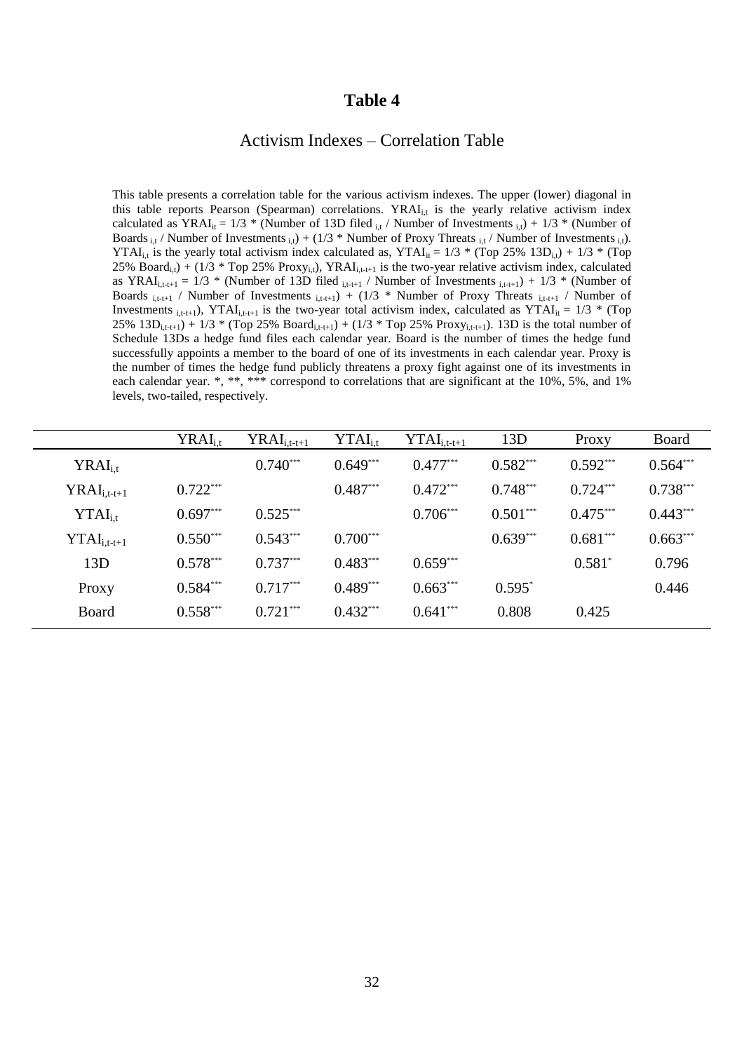# Table 4

## Activism Indexes – Correlation Table

This table presents a correlation table for the various activism indexes. The upper (lower) diagonal in this table reports Pearson (Spearman) correlations. $YRAI_{i,t}$ is the yearly relative activism index calculated as $YRAI_{it}$ = 1/3 * (Number of 13D filed $_{i,t}$ / Number of Investments $_{i,t}$) + 1/3 * (Number of Boards $_{i,t}$ / Number of Investments $_{i,t}$) + (1/3 * Number of Proxy Threats $_{i,t}$ / Number of Investments $_{i,t}$). $YTAI_{i,t}$ is the yearly total activism index calculated as, $YTAI_{it}$ = 1/3 * (Top 25% $13D_{i,t}$) + 1/3 * (Top 25% $Board_{i,t}$) + (1/3 * Top 25% $Proxy_{i,t}$), $YRAI_{i,t-t+1}$ is the two-year relative activism index, calculated as $YRAI_{i,t-t+1}$ = 1/3 * (Number of 13D filed $_{i,t-t+1}$ / Number of Investments $_{i,t-t+1}$) + 1/3 * (Number of Boards $_{i,t-t+1}$ / Number of Investments $_{i,t-t+1}$) + (1/3 * Number of Proxy Threats $_{i,t-t+1}$ / Number of Investments $_{i,t-t+1}$), $YTAI_{i,t-t+1}$ is the two-year total activism index, calculated as $YTAI_{it}$ = 1/3 * (Top 25% $13D_{i,t-t+1}$) + 1/3 * (Top 25% $Board_{i,t-t+1}$) + (1/3 * Top 25% $Proxy_{i,t-t+1}$). 13D is the total number of Schedule 13Ds a hedge fund files each calendar year. Board is the number of times the hedge fund successfully appoints a member to the board of one of its investments in each calendar year. Proxy is the number of times the hedge fund publicly threatens a proxy fight against one of its investments in each calendar year. *, **, *** correspond to correlations that are significant at the 10%, 5%, and 1% levels, two-tailed, respectively.

| | $YRAI_{i,t}$ | $YRAI_{i,t-t+1}$ | $YTAI_{i,t}$ | $YTAI_{i,t-t+1}$ | 13D | Proxy | Board |
|---|---|---|---|---|---|---|---|
| $YRAI_{i,t}$ | | 0.740*** | 0.649*** | 0.477*** | 0.582*** | 0.592*** | 0.564*** |
| $YRAI_{i,t-t+1}$ | 0.722*** | | 0.487*** | 0.472*** | 0.748*** | 0.724*** | 0.738*** |
| $YTAI_{i,t}$ | 0.697*** | 0.525*** | | 0.706*** | 0.501*** | 0.475*** | 0.443*** |
| $YTAI_{i,t-t+1}$ | 0.550*** | 0.543*** | 0.700*** | | 0.639*** | 0.681*** | 0.663*** |
| 13D | 0.578*** | 0.737*** | 0.483*** | 0.659*** | | 0.581* | 0.796 |
| Proxy | 0.584*** | 0.717*** | 0.489*** | 0.663*** | 0.595* | | 0.446 |
| Board | 0.558*** | 0.721*** | 0.432*** | 0.641*** | 0.808 | 0.425 | |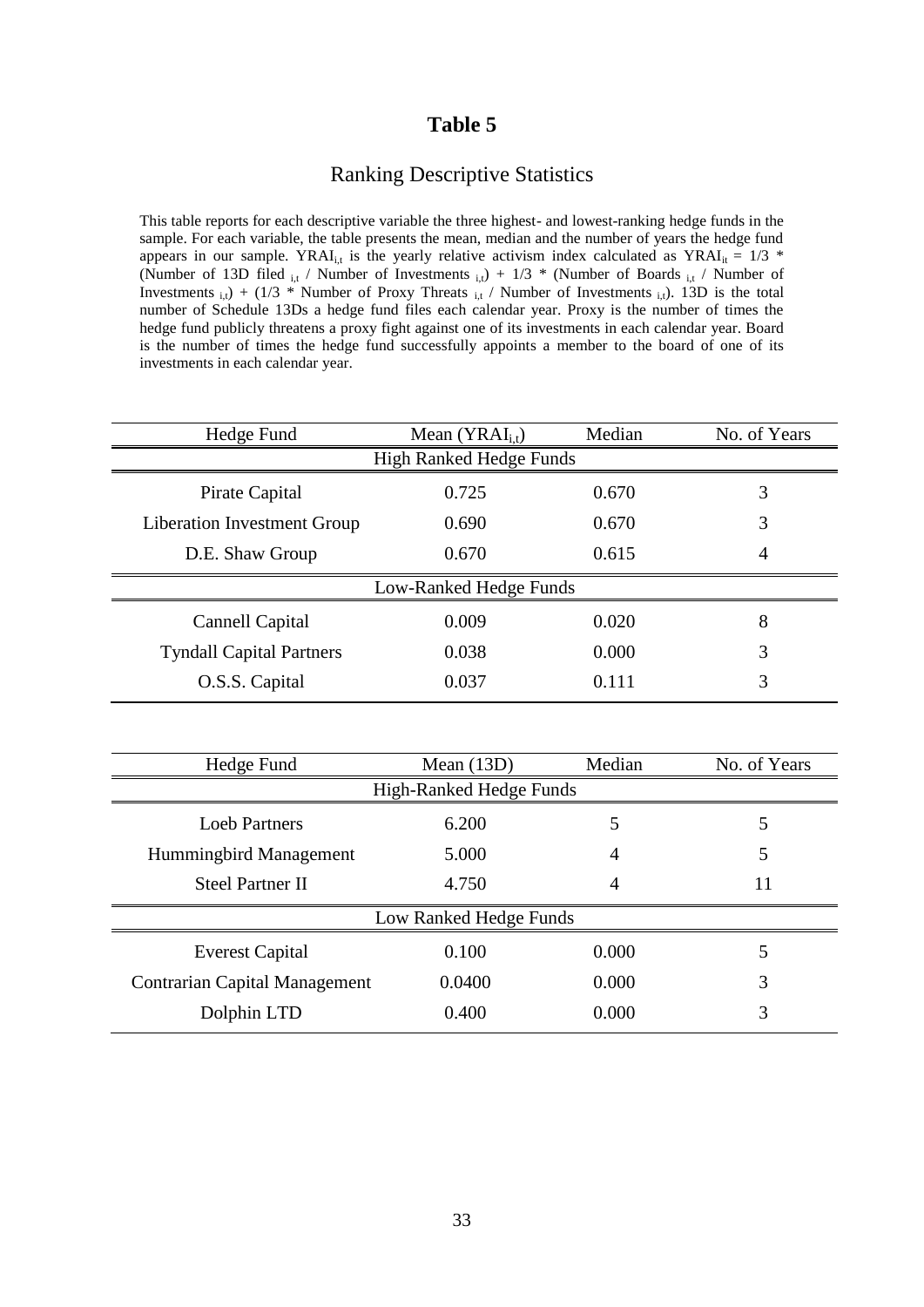# Table 5

## Ranking Descriptive Statistics

This table reports for each descriptive variable the three highest- and lowest-ranking hedge funds in the sample. For each variable, the table presents the mean, median and the number of years the hedge fund appears in our sample. $YRAI_{i,t}$ is the yearly relative activism index calculated as $YRAI_{it} = 1/3 * (\text{Number of 13D filed}_{i,t} / \text{Number of Investments}_{i,t}) + 1/3 * (\text{Number of Boards}_{i,t} / \text{Number of Investments}_{i,t}) + (1/3 * \text{Number of Proxy Threats}_{i,t} / \text{Number of Investments}_{i,t})$. 13D is the total number of Schedule 13Ds a hedge fund files each calendar year. Proxy is the number of times the hedge fund publicly threatens a proxy fight against one of its investments in each calendar year. Board is the number of times the hedge fund successfully appoints a member to the board of one of its investments in each calendar year.

| Hedge Fund | Mean ($YRAI_{i,t}$) | Median | No. of Years |
|---|---|---|---|
| High Ranked Hedge Funds | | | |
| Pirate Capital | 0.725 | 0.670 | 3 |
| Liberation Investment Group | 0.690 | 0.670 | 3 |
| D.E. Shaw Group | 0.670 | 0.615 | 4 |
| Low-Ranked Hedge Funds | | | |
| Cannell Capital | 0.009 | 0.020 | 8 |
| Tyndall Capital Partners | 0.038 | 0.000 | 3 |
| O.S.S. Capital | 0.037 | 0.111 | 3 |

| Hedge Fund | Mean (13D) | Median | No. of Years |
|---|---|---|---|
| High-Ranked Hedge Funds | | | |
| Loeb Partners | 6.200 | 5 | 5 |
| Hummingbird Management | 5.000 | 4 | 5 |
| Steel Partner II | 4.750 | 4 | 11 |
| Low Ranked Hedge Funds | | | |
| Everest Capital | 0.100 | 0.000 | 5 |
| Contrarian Capital Management | 0.0400 | 0.000 | 3 |
| Dolphin LTD | 0.400 | 0.000 | 3 |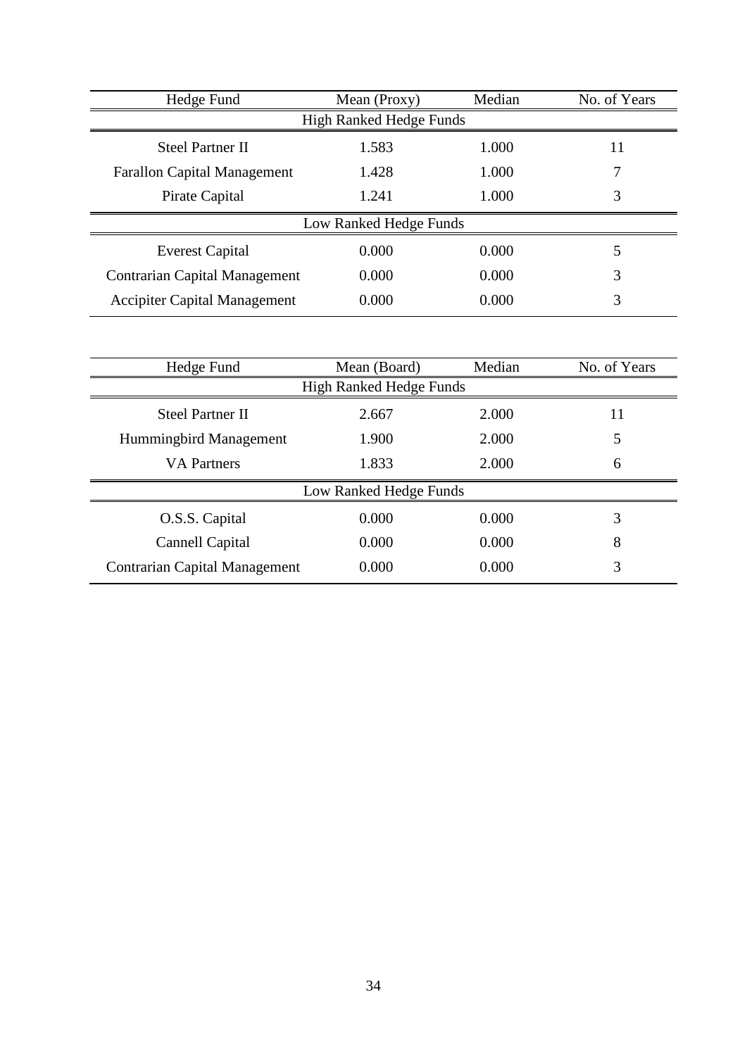| Hedge Fund | Mean (Proxy) | Median | No. of Years |
|---|---|---|---|
| High Ranked Hedge Funds | | | |
| Steel Partner II | 1.583 | 1.000 | 11 |
| Farallon Capital Management | 1.428 | 1.000 | 7 |
| Pirate Capital | 1.241 | 1.000 | 3 |
| Low Ranked Hedge Funds | | | |
| Everest Capital | 0.000 | 0.000 | 5 |
| Contrarian Capital Management | 0.000 | 0.000 | 3 |
| Accipiter Capital Management | 0.000 | 0.000 | 3 |

| Hedge Fund | Mean (Board) | Median | No. of Years |
|---|---|---|---|
| High Ranked Hedge Funds | | | |
| Steel Partner II | 2.667 | 2.000 | 11 |
| Hummingbird Management | 1.900 | 2.000 | 5 |
| VA Partners | 1.833 | 2.000 | 6 |
| Low Ranked Hedge Funds | | | |
| O.S.S. Capital | 0.000 | 0.000 | 3 |
| Cannell Capital | 0.000 | 0.000 | 8 |
| Contrarian Capital Management | 0.000 | 0.000 | 3 |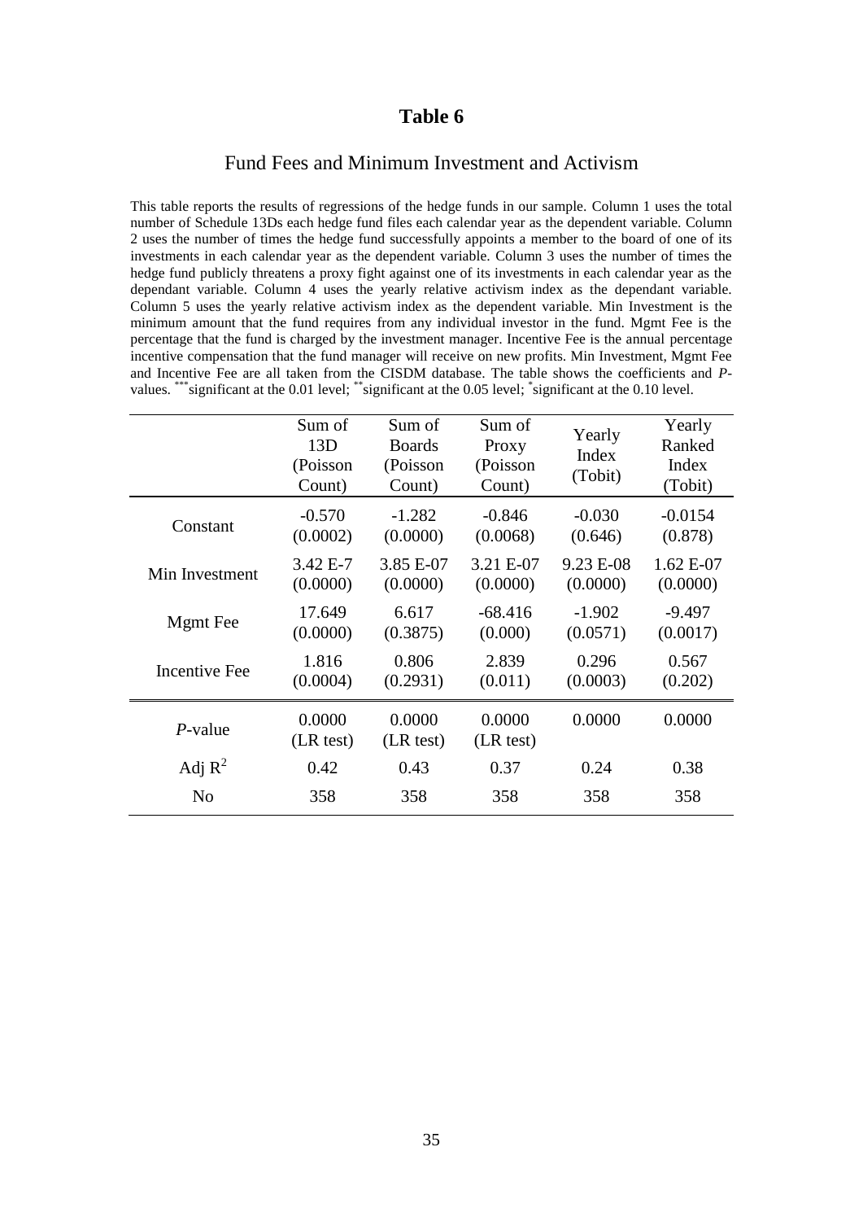# Table 6

## Fund Fees and Minimum Investment and Activism

This table reports the results of regressions of the hedge funds in our sample. Column 1 uses the total number of Schedule 13Ds each hedge fund files each calendar year as the dependent variable. Column 2 uses the number of times the hedge fund successfully appoints a member to the board of one of its investments in each calendar year as the dependent variable. Column 3 uses the number of times the hedge fund publicly threatens a proxy fight against one of its investments in each calendar year as the dependant variable. Column 4 uses the yearly relative activism index as the dependant variable. Column 5 uses the yearly relative activism index as the dependent variable. Min Investment is the minimum amount that the fund requires from any individual investor in the fund. Mgmt Fee is the percentage that the fund is charged by the investment manager. Incentive Fee is the annual percentage incentive compensation that the fund manager will receive on new profits. Min Investment, Mgmt Fee and Incentive Fee are all taken from the CISDM database. The table shows the coefficients and *P*-values. [***]significant at the 0.01 level; [**]significant at the 0.05 level; [*]significant at the 0.10 level.

| | Sum of 13D (Poisson Count) | Sum of Boards (Poisson Count) | Sum of Proxy (Poisson Count) | Yearly Index (Tobit) | Yearly Ranked Index (Tobit) |
|---|---|---|---|---|---|
| Constant | -0.570<br>(0.0002) | -1.282<br>(0.0000) | -0.846<br>(0.0068) | -0.030<br>(0.646) | -0.0154<br>(0.878) |
| Min Investment | 3.42 E-7<br>(0.0000) | 3.85 E-07<br>(0.0000) | 3.21 E-07<br>(0.0000) | 9.23 E-08<br>(0.0000) | 1.62 E-07<br>(0.0000) |
| Mgmt Fee | 17.649<br>(0.0000) | 6.617<br>(0.3875) | -68.416<br>(0.000) | -1.902<br>(0.0571) | -9.497<br>(0.0017) |
| Incentive Fee | 1.816<br>(0.0004) | 0.806<br>(0.2931) | 2.839<br>(0.011) | 0.296<br>(0.0003) | 0.567<br>(0.202) |
| *P*-value | 0.0000<br>(LR test) | 0.0000<br>(LR test) | 0.0000<br>(LR test) | 0.0000 | 0.0000 |
| Adj $R^2$ | 0.42 | 0.43 | 0.37 | 0.24 | 0.38 |
| No | 358 | 358 | 358 | 358 | 358 |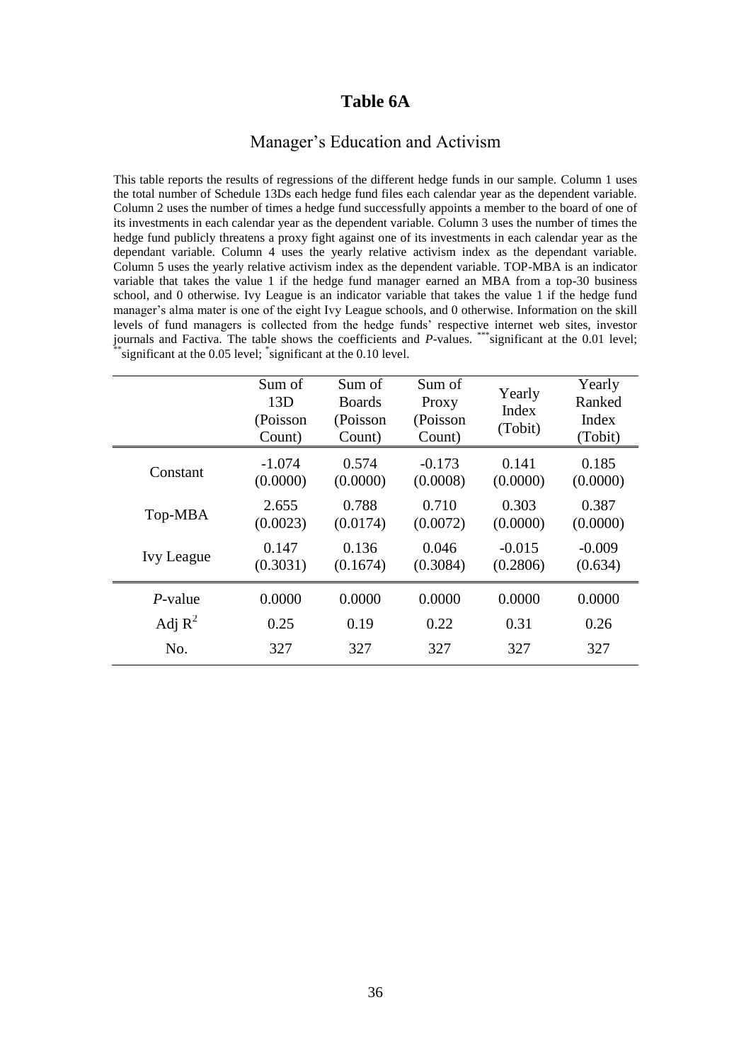# Table 6A

## Manager's Education and Activism

This table reports the results of regressions of the different hedge funds in our sample. Column 1 uses the total number of Schedule 13Ds each hedge fund files each calendar year as the dependent variable. Column 2 uses the number of times a hedge fund successfully appoints a member to the board of one of its investments in each calendar year as the dependent variable. Column 3 uses the number of times the hedge fund publicly threatens a proxy fight against one of its investments in each calendar year as the dependant variable. Column 4 uses the yearly relative activism index as the dependant variable. Column 5 uses the yearly relative activism index as the dependent variable. TOP-MBA is an indicator variable that takes the value 1 if the hedge fund manager earned an MBA from a top-30 business school, and 0 otherwise. Ivy League is an indicator variable that takes the value 1 if the hedge fund manager's alma mater is one of the eight Ivy League schools, and 0 otherwise. Information on the skill levels of fund managers is collected from the hedge funds' respective internet web sites, investor journals and Factiva. The table shows the coefficients and *P*-values. ***significant at the 0.01 level; **significant at the 0.05 level; *significant at the 0.10 level.

| | Sum of 13D (Poisson Count) | Sum of Boards (Poisson Count) | Sum of Proxy (Poisson Count) | Yearly Index (Tobit) | Yearly Ranked Index (Tobit) |
|---|---|---|---|---|---|
| Constant | -1.074<br>(0.0000) | 0.574<br>(0.0000) | -0.173<br>(0.0008) | 0.141<br>(0.0000) | 0.185<br>(0.0000) |
| Top-MBA | 2.655<br>(0.0023) | 0.788<br>(0.0174) | 0.710<br>(0.0072) | 0.303<br>(0.0000) | 0.387<br>(0.0000) |
| Ivy League | 0.147<br>(0.3031) | 0.136<br>(0.1674) | 0.046<br>(0.3084) | -0.015<br>(0.2806) | -0.009<br>(0.634) |
| *P*-value | 0.0000 | 0.0000 | 0.0000 | 0.0000 | 0.0000 |
| Adj $R^2$ | 0.25 | 0.19 | 0.22 | 0.31 | 0.26 |
| No. | 327 | 327 | 327 | 327 | 327 |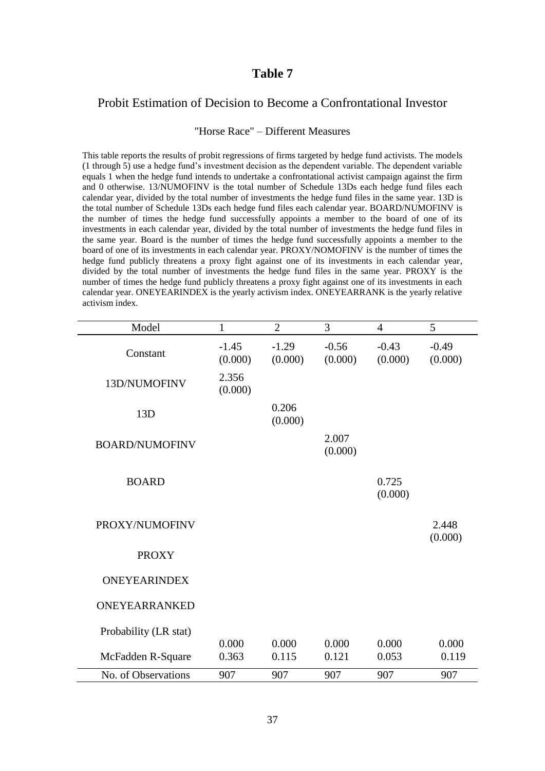# Table 7

## Probit Estimation of Decision to Become a Confrontational Investor

### "Horse Race" – Different Measures

This table reports the results of probit regressions of firms targeted by hedge fund activists. The models (1 through 5) use a hedge fund's investment decision as the dependent variable. The dependent variable equals 1 when the hedge fund intends to undertake a confrontational activist campaign against the firm and 0 otherwise. 13/NUMOFINV is the total number of Schedule 13Ds each hedge fund files each calendar year, divided by the total number of investments the hedge fund files in the same year. 13D is the total number of Schedule 13Ds each hedge fund files each calendar year. BOARD/NUMOFINV is the number of times the hedge fund successfully appoints a member to the board of one of its investments in each calendar year, divided by the total number of investments the hedge fund files in the same year. Board is the number of times the hedge fund successfully appoints a member to the board of one of its investments in each calendar year. PROXY/NOMOFINV is the number of times the hedge fund publicly threatens a proxy fight against one of its investments in each calendar year, divided by the total number of investments the hedge fund files in the same year. PROXY is the number of times the hedge fund publicly threatens a proxy fight against one of its investments in each calendar year. ONEYEARINDEX is the yearly activism index. ONEYEARRANK is the yearly relative activism index.

| Model | 1 | 2 | 3 | 4 | 5 |
|---|---|---|---|---|---|
| Constant | -1.45 (0.000) | -1.29 (0.000) | -0.56 (0.000) | -0.43 (0.000) | -0.49 (0.000) |
| 13D/NUMOFINV | 2.356 (0.000) | | | | |
| 13D | | 0.206 (0.000) | | | |
| BOARD/NUMOFINV | | | 2.007 (0.000) | | |
| BOARD | | | | 0.725 (0.000) | |
| PROXY/NUMOFINV | | | | | 2.448 (0.000) |
| PROXY | | | | | |
| ONEYEARINDEX | | | | | |
| ONEYEARRANKED | | | | | |
| Probability (LR stat) | 0.000 | 0.000 | 0.000 | 0.000 | 0.000 |
| McFadden R-Square | 0.363 | 0.115 | 0.121 | 0.053 | 0.119 |
| No. of Observations | 907 | 907 | 907 | 907 | 907 |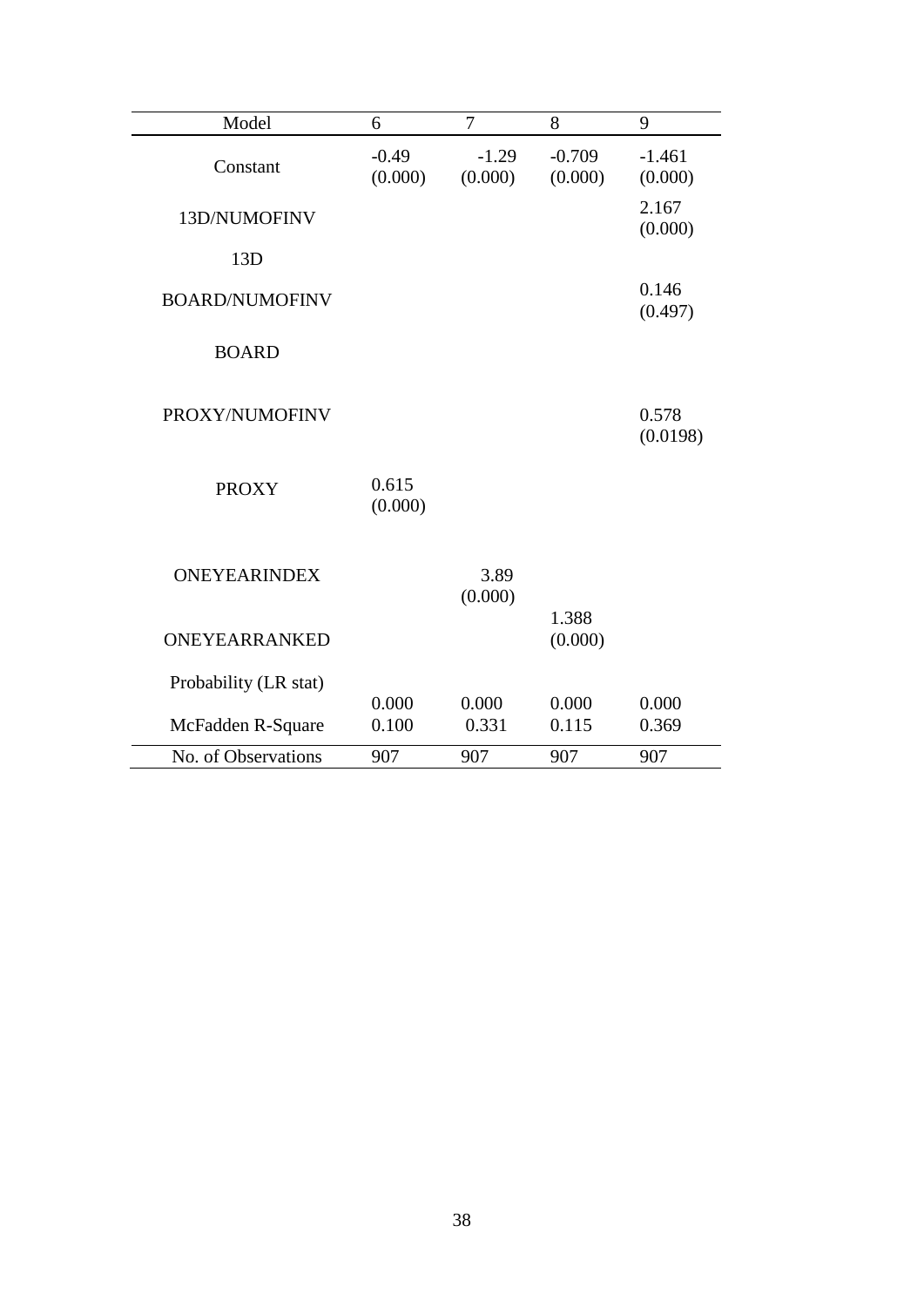| Model | 6 | 7 | 8 | 9 |
|---|---|---|---|---|
| Constant | -0.49 (0.000) | -1.29 (0.000) | -0.709 (0.000) | -1.461 (0.000) |
| 13D/NUMOFINV | | | | 2.167 (0.000) |
| 13D | | | | |
| BOARD/NUMOFINV | | | | 0.146 (0.497) |
| BOARD | | | | |
| PROXY/NUMOFINV | | | | 0.578 (0.0198) |
| PROXY | 0.615 (0.000) | | | |
| ONEYEARINDEX | | 3.89 (0.000) | | |
| ONEYEARRANKED | | | 1.388 (0.000) | |
| Probability (LR stat) | 0.000 | 0.000 | 0.000 | 0.000 |
| McFadden R-Square | 0.100 | 0.331 | 0.115 | 0.369 |
| No. of Observations | 907 | 907 | 907 | 907 |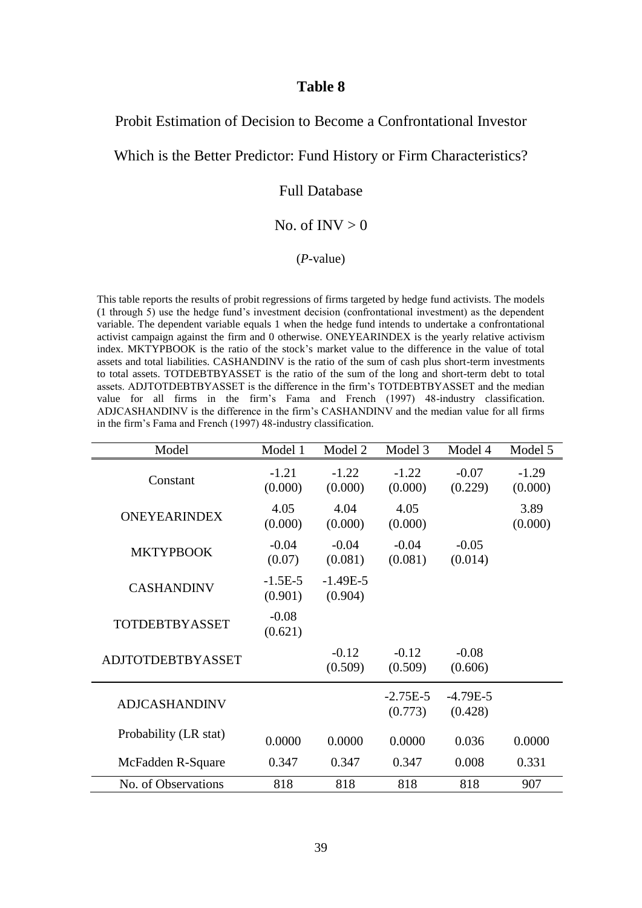# Table 8

Probit Estimation of Decision to Become a Confrontational Investor

Which is the Better Predictor: Fund History or Firm Characteristics?

Full Database

No. of INV > 0

(*P*-value)

This table reports the results of probit regressions of firms targeted by hedge fund activists. The models (1 through 5) use the hedge fund's investment decision (confrontational investment) as the dependent variable. The dependent variable equals 1 when the hedge fund intends to undertake a confrontational activist campaign against the firm and 0 otherwise. ONEYEARINDEX is the yearly relative activism index. MKTYPBOOK is the ratio of the stock's market value to the difference in the value of total assets and total liabilities. CASHANDINV is the ratio of the sum of cash plus short-term investments to total assets. TOTDEBTBYASSET is the ratio of the sum of the long and short-term debt to total assets. ADJTOTDEBTBYASSET is the difference in the firm's TOTDEBTBYASSET and the median value for all firms in the firm's Fama and French (1997) 48-industry classification. ADJCASHANDINV is the difference in the firm's CASHANDINV and the median value for all firms in the firm's Fama and French (1997) 48-industry classification.

| Model | Model 1 | Model 2 | Model 3 | Model 4 | Model 5 |
|---|---|---|---|---|---|
| Constant | -1.21<br>(0.000) | -1.22<br>(0.000) | -1.22<br>(0.000) | -0.07<br>(0.229) | -1.29<br>(0.000) |
| ONEYEARINDEX | 4.05<br>(0.000) | 4.04<br>(0.000) | 4.05<br>(0.000) | | 3.89<br>(0.000) |
| MKTYPBOOK | -0.04<br>(0.07) | -0.04<br>(0.081) | -0.04<br>(0.081) | -0.05<br>(0.014) | |
| CASHANDINV | -1.5E-5<br>(0.901) | -1.49E-5<br>(0.904) | | | |
| TOTDEBTBYASSET | -0.08<br>(0.621) | | | | |
| ADJTOTDEBTBYASSET | | -0.12<br>(0.509) | -0.12<br>(0.509) | -0.08<br>(0.606) | |
| ADJCASHANDINV | | | -2.75E-5<br>(0.773) | -4.79E-5<br>(0.428) | |
| Probability (LR stat) | 0.0000 | 0.0000 | 0.0000 | 0.036 | 0.0000 |
| McFadden R-Square | 0.347 | 0.347 | 0.347 | 0.008 | 0.331 |
| No. of Observations | 818 | 818 | 818 | 818 | 907 |